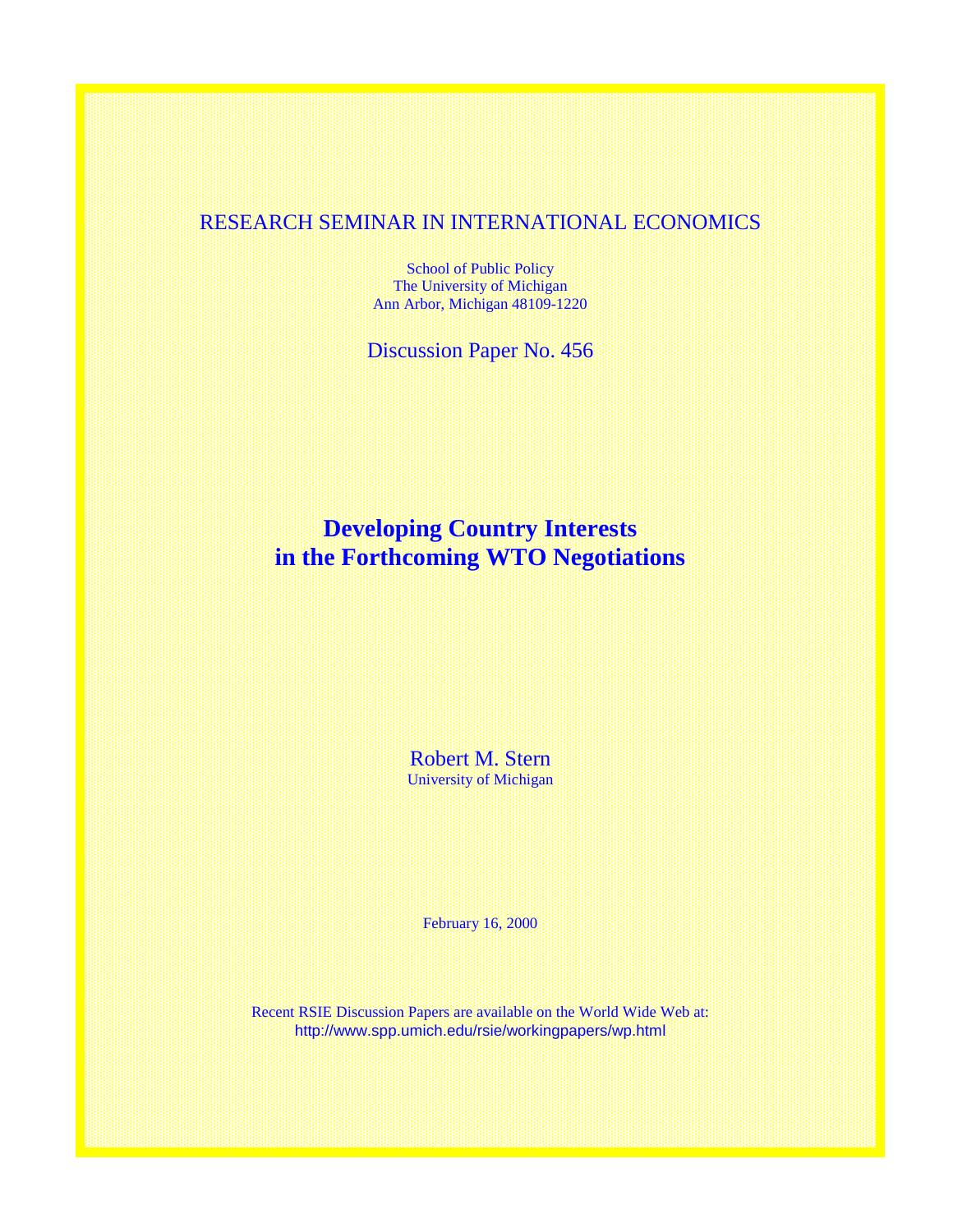RESEARCH SEMINAR IN INTERNATIONAL ECONOMICS

School of Public Policy
The University of Michigan
Ann Arbor, Michigan 48109-1220

Discussion Paper No. 456

# Developing Country Interests in the Forthcoming WTO Negotiations

Robert M. Stern
University of Michigan

February 16, 2000

Recent RSIE Discussion Papers are available on the World Wide Web at:
http://www.spp.umich.edu/rsie/workingpapers/wp.html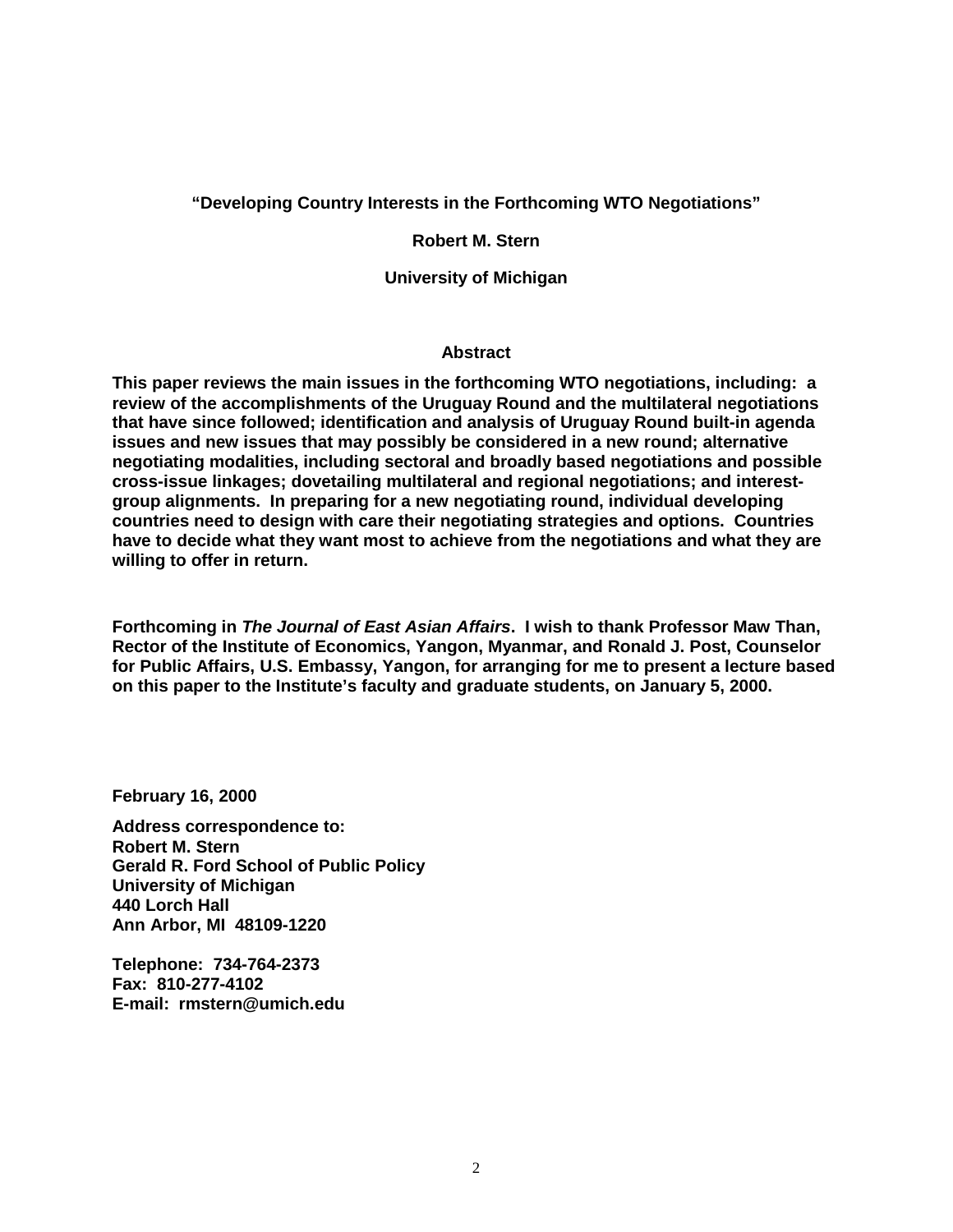# "Developing Country Interests in the Forthcoming WTO Negotiations"

**Robert M. Stern**

**University of Michigan**

## Abstract

**This paper reviews the main issues in the forthcoming WTO negotiations, including: a review of the accomplishments of the Uruguay Round and the multilateral negotiations that have since followed; identification and analysis of Uruguay Round built-in agenda issues and new issues that may possibly be considered in a new round; alternative negotiating modalities, including sectoral and broadly based negotiations and possible cross-issue linkages; dovetailing multilateral and regional negotiations; and interest-group alignments. In preparing for a new negotiating round, individual developing countries need to design with care their negotiating strategies and options. Countries have to decide what they want most to achieve from the negotiations and what they are willing to offer in return.**

**Forthcoming in *The Journal of East Asian Affairs*. I wish to thank Professor Maw Than, Rector of the Institute of Economics, Yangon, Myanmar, and Ronald J. Post, Counselor for Public Affairs, U.S. Embassy, Yangon, for arranging for me to present a lecture based on this paper to the Institute's faculty and graduate students, on January 5, 2000.**

**February 16, 2000**

**Address correspondence to:**
**Robert M. Stern**
**Gerald R. Ford School of Public Policy**
**University of Michigan**
**440 Lorch Hall**
**Ann Arbor, MI 48109-1220**

**Telephone: 734-764-2373**
**Fax: 810-277-4102**
**E-mail: rmstern@umich.edu**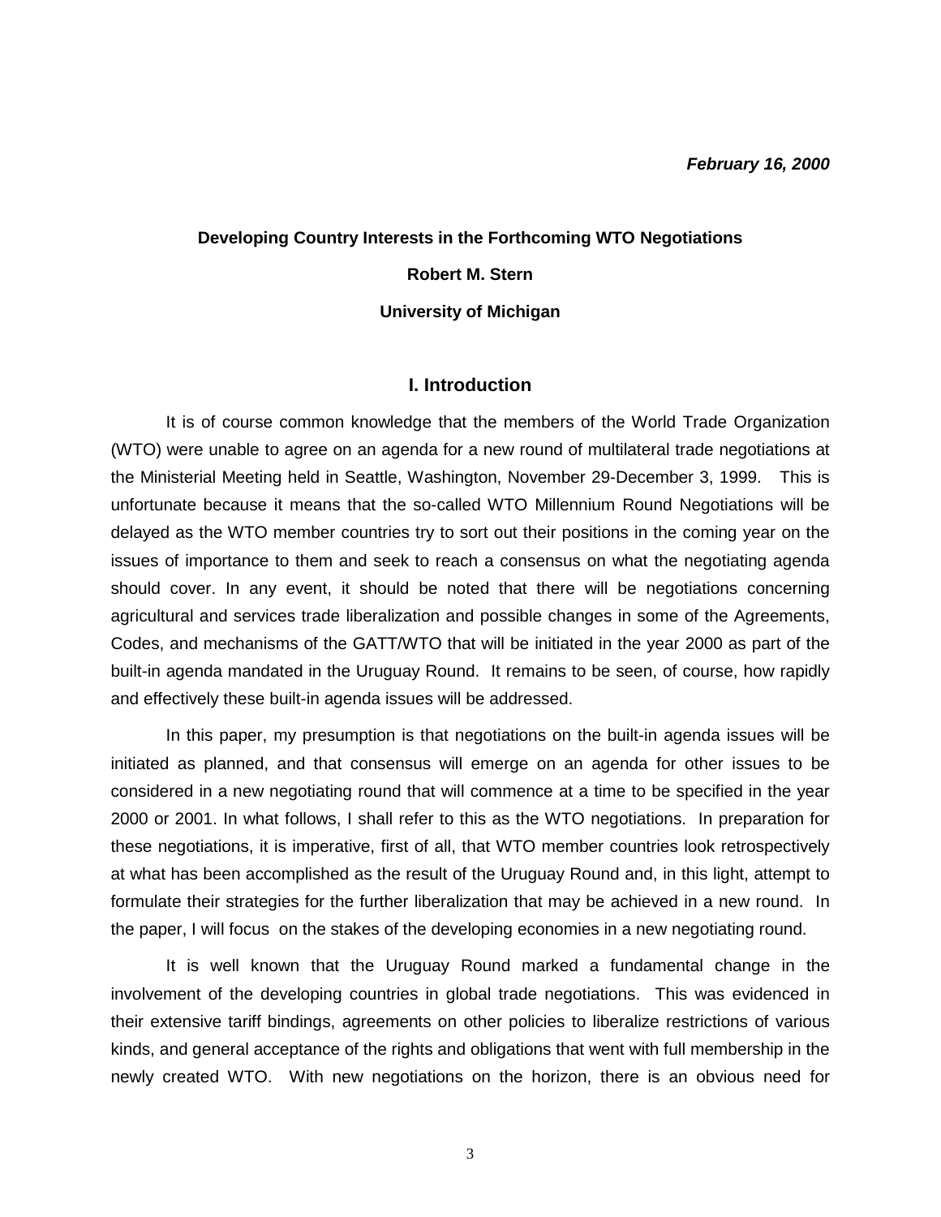***February 16, 2000***

**Developing Country Interests in the Forthcoming WTO Negotiations**

**Robert M. Stern**

**University of Michigan**

## I. Introduction

It is of course common knowledge that the members of the World Trade Organization (WTO) were unable to agree on an agenda for a new round of multilateral trade negotiations at the Ministerial Meeting held in Seattle, Washington, November 29-December 3, 1999. This is unfortunate because it means that the so-called WTO Millennium Round Negotiations will be delayed as the WTO member countries try to sort out their positions in the coming year on the issues of importance to them and seek to reach a consensus on what the negotiating agenda should cover. In any event, it should be noted that there will be negotiations concerning agricultural and services trade liberalization and possible changes in some of the Agreements, Codes, and mechanisms of the GATT/WTO that will be initiated in the year 2000 as part of the built-in agenda mandated in the Uruguay Round. It remains to be seen, of course, how rapidly and effectively these built-in agenda issues will be addressed.

In this paper, my presumption is that negotiations on the built-in agenda issues will be initiated as planned, and that consensus will emerge on an agenda for other issues to be considered in a new negotiating round that will commence at a time to be specified in the year 2000 or 2001. In what follows, I shall refer to this as the WTO negotiations. In preparation for these negotiations, it is imperative, first of all, that WTO member countries look retrospectively at what has been accomplished as the result of the Uruguay Round and, in this light, attempt to formulate their strategies for the further liberalization that may be achieved in a new round. In the paper, I will focus on the stakes of the developing economies in a new negotiating round.

It is well known that the Uruguay Round marked a fundamental change in the involvement of the developing countries in global trade negotiations. This was evidenced in their extensive tariff bindings, agreements on other policies to liberalize restrictions of various kinds, and general acceptance of the rights and obligations that went with full membership in the newly created WTO. With new negotiations on the horizon, there is an obvious need for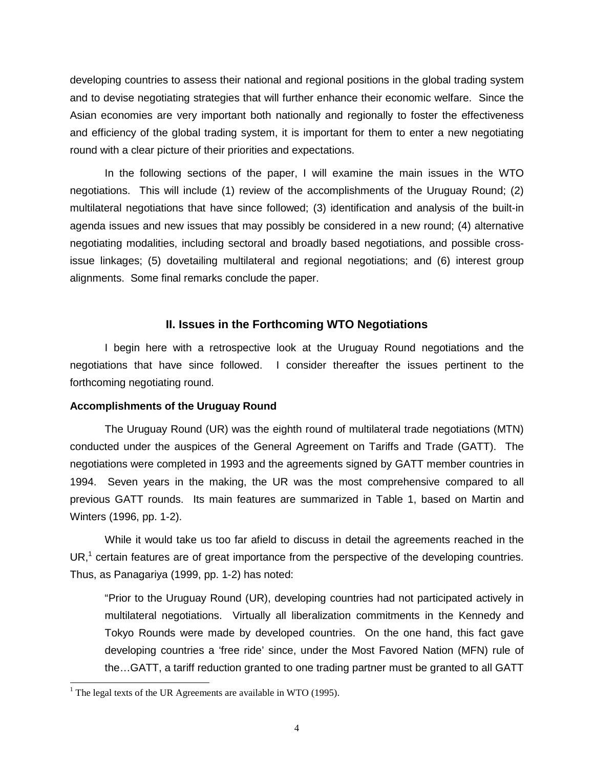developing countries to assess their national and regional positions in the global trading system and to devise negotiating strategies that will further enhance their economic welfare. Since the Asian economies are very important both nationally and regionally to foster the effectiveness and efficiency of the global trading system, it is important for them to enter a new negotiating round with a clear picture of their priorities and expectations.

In the following sections of the paper, I will examine the main issues in the WTO negotiations. This will include (1) review of the accomplishments of the Uruguay Round; (2) multilateral negotiations that have since followed; (3) identification and analysis of the built-in agenda issues and new issues that may possibly be considered in a new round; (4) alternative negotiating modalities, including sectoral and broadly based negotiations, and possible cross-issue linkages; (5) dovetailing multilateral and regional negotiations; and (6) interest group alignments. Some final remarks conclude the paper.

## II. Issues in the Forthcoming WTO Negotiations

I begin here with a retrospective look at the Uruguay Round negotiations and the negotiations that have since followed. I consider thereafter the issues pertinent to the forthcoming negotiating round.

### Accomplishments of the Uruguay Round

The Uruguay Round (UR) was the eighth round of multilateral trade negotiations (MTN) conducted under the auspices of the General Agreement on Tariffs and Trade (GATT). The negotiations were completed in 1993 and the agreements signed by GATT member countries in 1994. Seven years in the making, the UR was the most comprehensive compared to all previous GATT rounds. Its main features are summarized in Table 1, based on Martin and Winters (1996, pp. 1-2).

While it would take us too far afield to discuss in detail the agreements reached in the UR,[1] certain features are of great importance from the perspective of the developing countries. Thus, as Panagariya (1999, pp. 1-2) has noted:

> "Prior to the Uruguay Round (UR), developing countries had not participated actively in multilateral negotiations. Virtually all liberalization commitments in the Kennedy and Tokyo Rounds were made by developed countries. On the one hand, this fact gave developing countries a 'free ride' since, under the Most Favored Nation (MFN) rule of the…GATT, a tariff reduction granted to one trading partner must be granted to all GATT

[1] The legal texts of the UR Agreements are available in WTO (1995).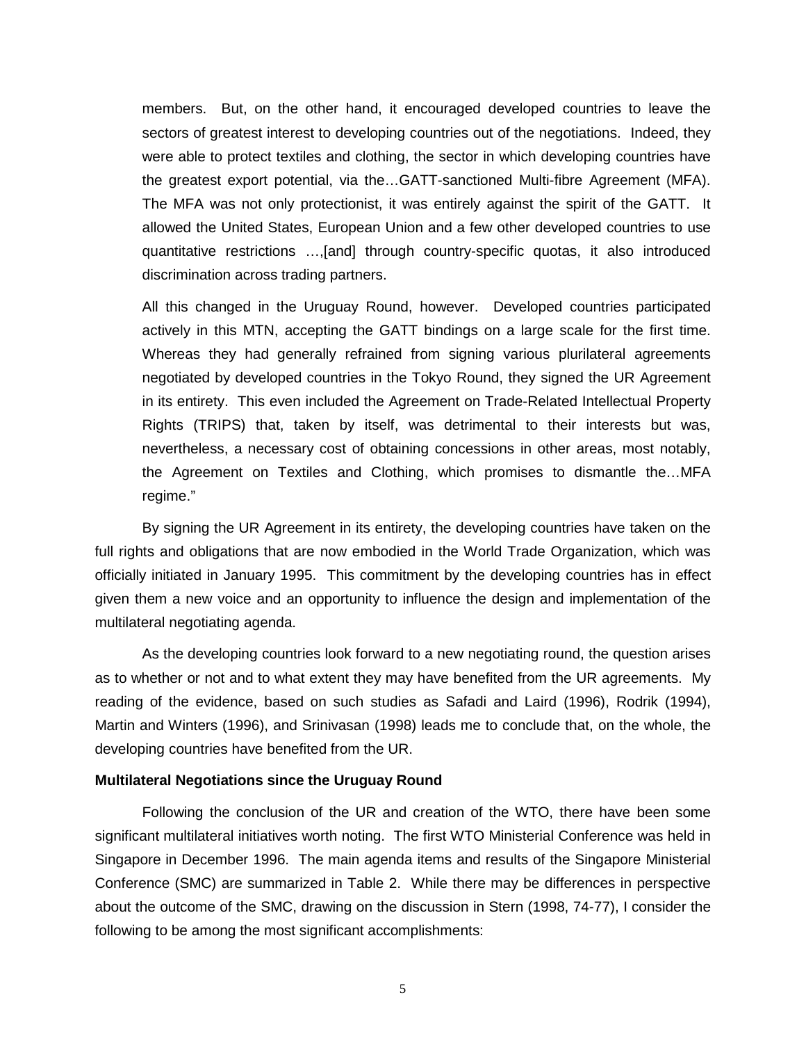members. But, on the other hand, it encouraged developed countries to leave the sectors of greatest interest to developing countries out of the negotiations. Indeed, they were able to protect textiles and clothing, the sector in which developing countries have the greatest export potential, via the…GATT-sanctioned Multi-fibre Agreement (MFA). The MFA was not only protectionist, it was entirely against the spirit of the GATT. It allowed the United States, European Union and a few other developed countries to use quantitative restrictions …,[and] through country-specific quotas, it also introduced discrimination across trading partners.

> All this changed in the Uruguay Round, however. Developed countries participated actively in this MTN, accepting the GATT bindings on a large scale for the first time. Whereas they had generally refrained from signing various plurilateral agreements negotiated by developed countries in the Tokyo Round, they signed the UR Agreement in its entirety. This even included the Agreement on Trade-Related Intellectual Property Rights (TRIPS) that, taken by itself, was detrimental to their interests but was, nevertheless, a necessary cost of obtaining concessions in other areas, most notably, the Agreement on Textiles and Clothing, which promises to dismantle the…MFA regime."

By signing the UR Agreement in its entirety, the developing countries have taken on the full rights and obligations that are now embodied in the World Trade Organization, which was officially initiated in January 1995. This commitment by the developing countries has in effect given them a new voice and an opportunity to influence the design and implementation of the multilateral negotiating agenda.

As the developing countries look forward to a new negotiating round, the question arises as to whether or not and to what extent they may have benefited from the UR agreements. My reading of the evidence, based on such studies as Safadi and Laird (1996), Rodrik (1994), Martin and Winters (1996), and Srinivasan (1998) leads me to conclude that, on the whole, the developing countries have benefited from the UR.

**Multilateral Negotiations since the Uruguay Round**

Following the conclusion of the UR and creation of the WTO, there have been some significant multilateral initiatives worth noting. The first WTO Ministerial Conference was held in Singapore in December 1996. The main agenda items and results of the Singapore Ministerial Conference (SMC) are summarized in Table 2. While there may be differences in perspective about the outcome of the SMC, drawing on the discussion in Stern (1998, 74-77), I consider the following to be among the most significant accomplishments: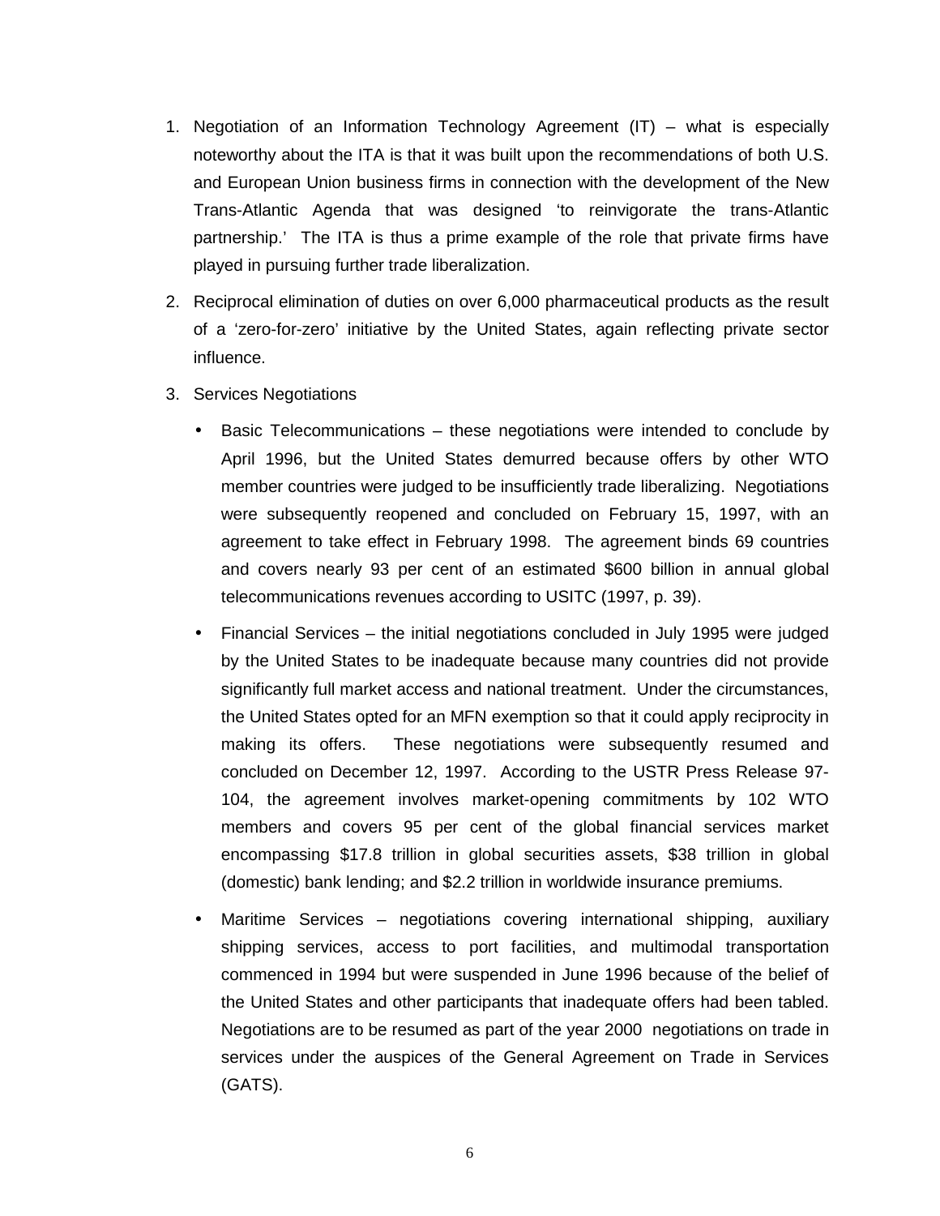1. Negotiation of an Information Technology Agreement (IT) – what is especially noteworthy about the ITA is that it was built upon the recommendations of both U.S. and European Union business firms in connection with the development of the New Trans-Atlantic Agenda that was designed 'to reinvigorate the trans-Atlantic partnership.' The ITA is thus a prime example of the role that private firms have played in pursuing further trade liberalization.

2. Reciprocal elimination of duties on over 6,000 pharmaceutical products as the result of a 'zero-for-zero' initiative by the United States, again reflecting private sector influence.

3. Services Negotiations

   - Basic Telecommunications – these negotiations were intended to conclude by April 1996, but the United States demurred because offers by other WTO member countries were judged to be insufficiently trade liberalizing. Negotiations were subsequently reopened and concluded on February 15, 1997, with an agreement to take effect in February 1998. The agreement binds 69 countries and covers nearly 93 per cent of an estimated $600 billion in annual global telecommunications revenues according to USITC (1997, p. 39).

   - Financial Services – the initial negotiations concluded in July 1995 were judged by the United States to be inadequate because many countries did not provide significantly full market access and national treatment. Under the circumstances, the United States opted for an MFN exemption so that it could apply reciprocity in making its offers. These negotiations were subsequently resumed and concluded on December 12, 1997. According to the USTR Press Release 97-104, the agreement involves market-opening commitments by 102 WTO members and covers 95 per cent of the global financial services market encompassing $17.8 trillion in global securities assets, $38 trillion in global (domestic) bank lending; and $2.2 trillion in worldwide insurance premiums.

   - Maritime Services – negotiations covering international shipping, auxiliary shipping services, access to port facilities, and multimodal transportation commenced in 1994 but were suspended in June 1996 because of the belief of the United States and other participants that inadequate offers had been tabled. Negotiations are to be resumed as part of the year 2000 negotiations on trade in services under the auspices of the General Agreement on Trade in Services (GATS).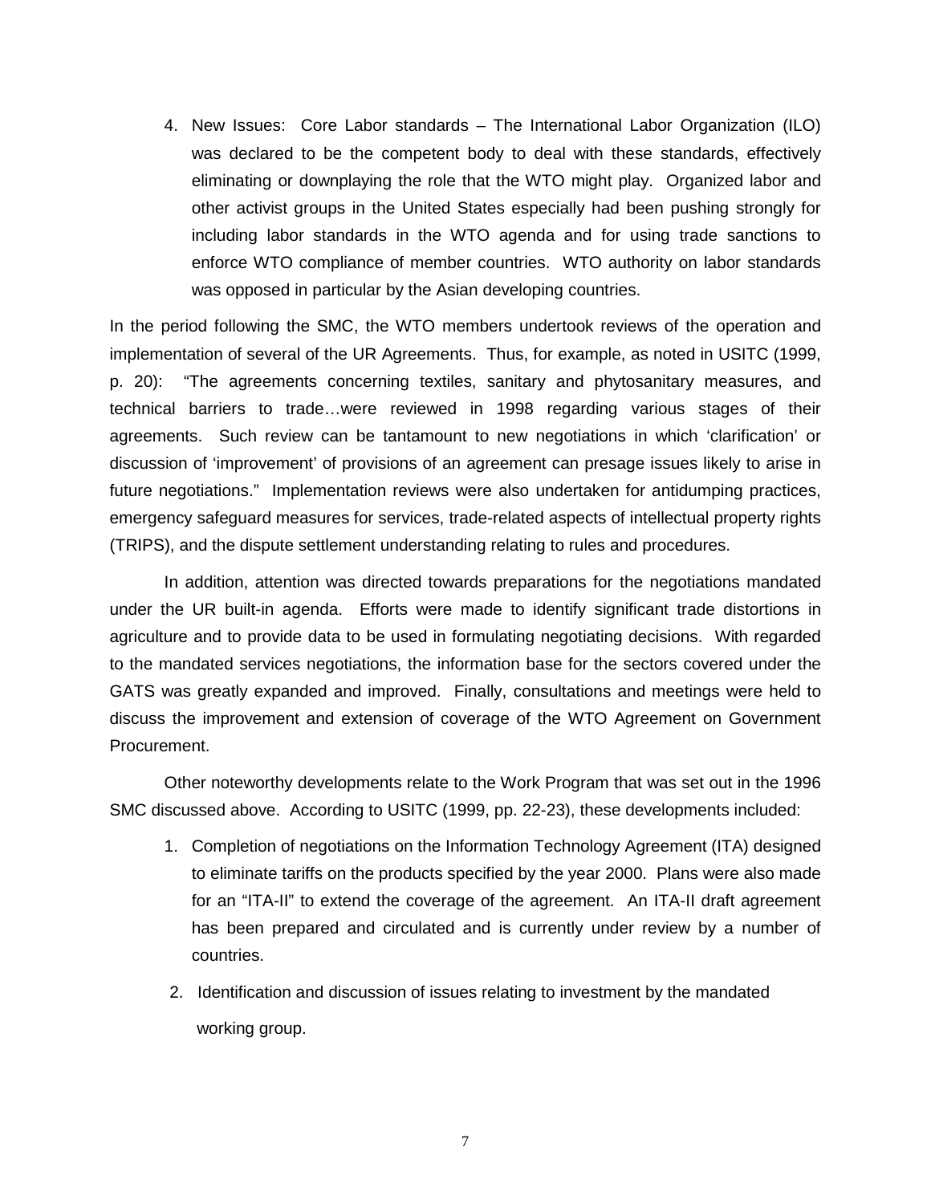4. New Issues: Core Labor standards – The International Labor Organization (ILO) was declared to be the competent body to deal with these standards, effectively eliminating or downplaying the role that the WTO might play. Organized labor and other activist groups in the United States especially had been pushing strongly for including labor standards in the WTO agenda and for using trade sanctions to enforce WTO compliance of member countries. WTO authority on labor standards was opposed in particular by the Asian developing countries.

In the period following the SMC, the WTO members undertook reviews of the operation and implementation of several of the UR Agreements. Thus, for example, as noted in USITC (1999, p. 20): "The agreements concerning textiles, sanitary and phytosanitary measures, and technical barriers to trade…were reviewed in 1998 regarding various stages of their agreements. Such review can be tantamount to new negotiations in which 'clarification' or discussion of 'improvement' of provisions of an agreement can presage issues likely to arise in future negotiations." Implementation reviews were also undertaken for antidumping practices, emergency safeguard measures for services, trade-related aspects of intellectual property rights (TRIPS), and the dispute settlement understanding relating to rules and procedures.

In addition, attention was directed towards preparations for the negotiations mandated under the UR built-in agenda. Efforts were made to identify significant trade distortions in agriculture and to provide data to be used in formulating negotiating decisions. With regarded to the mandated services negotiations, the information base for the sectors covered under the GATS was greatly expanded and improved. Finally, consultations and meetings were held to discuss the improvement and extension of coverage of the WTO Agreement on Government Procurement.

Other noteworthy developments relate to the Work Program that was set out in the 1996 SMC discussed above. According to USITC (1999, pp. 22-23), these developments included:

1. Completion of negotiations on the Information Technology Agreement (ITA) designed to eliminate tariffs on the products specified by the year 2000. Plans were also made for an "ITA-II" to extend the coverage of the agreement. An ITA-II draft agreement has been prepared and circulated and is currently under review by a number of countries.
2. Identification and discussion of issues relating to investment by the mandated working group.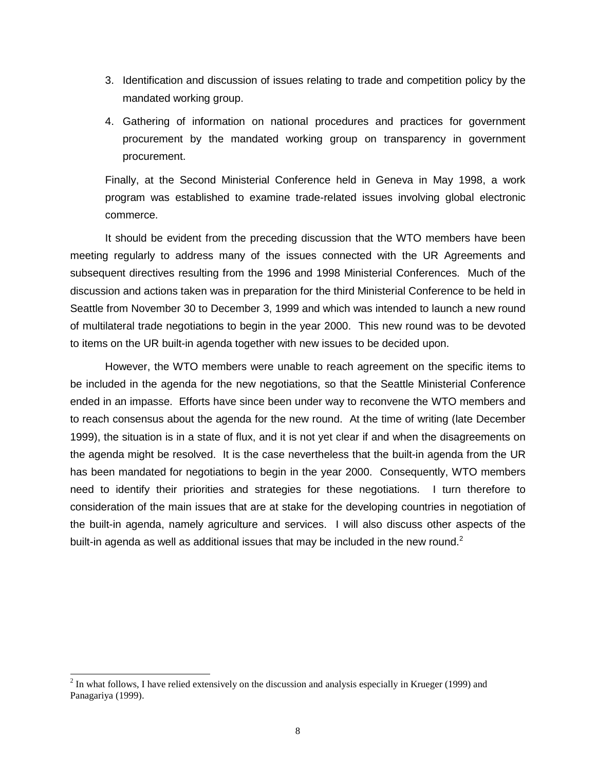3. Identification and discussion of issues relating to trade and competition policy by the mandated working group.
4. Gathering of information on national procedures and practices for government procurement by the mandated working group on transparency in government procurement.

Finally, at the Second Ministerial Conference held in Geneva in May 1998, a work program was established to examine trade-related issues involving global electronic commerce.

It should be evident from the preceding discussion that the WTO members have been meeting regularly to address many of the issues connected with the UR Agreements and subsequent directives resulting from the 1996 and 1998 Ministerial Conferences. Much of the discussion and actions taken was in preparation for the third Ministerial Conference to be held in Seattle from November 30 to December 3, 1999 and which was intended to launch a new round of multilateral trade negotiations to begin in the year 2000. This new round was to be devoted to items on the UR built-in agenda together with new issues to be decided upon.

However, the WTO members were unable to reach agreement on the specific items to be included in the agenda for the new negotiations, so that the Seattle Ministerial Conference ended in an impasse. Efforts have since been under way to reconvene the WTO members and to reach consensus about the agenda for the new round. At the time of writing (late December 1999), the situation is in a state of flux, and it is not yet clear if and when the disagreements on the agenda might be resolved. It is the case nevertheless that the built-in agenda from the UR has been mandated for negotiations to begin in the year 2000. Consequently, WTO members need to identify their priorities and strategies for these negotiations. I turn therefore to consideration of the main issues that are at stake for the developing countries in negotiation of the built-in agenda, namely agriculture and services. I will also discuss other aspects of the built-in agenda as well as additional issues that may be included in the new round.[2]

[2] In what follows, I have relied extensively on the discussion and analysis especially in Krueger (1999) and Panagariya (1999).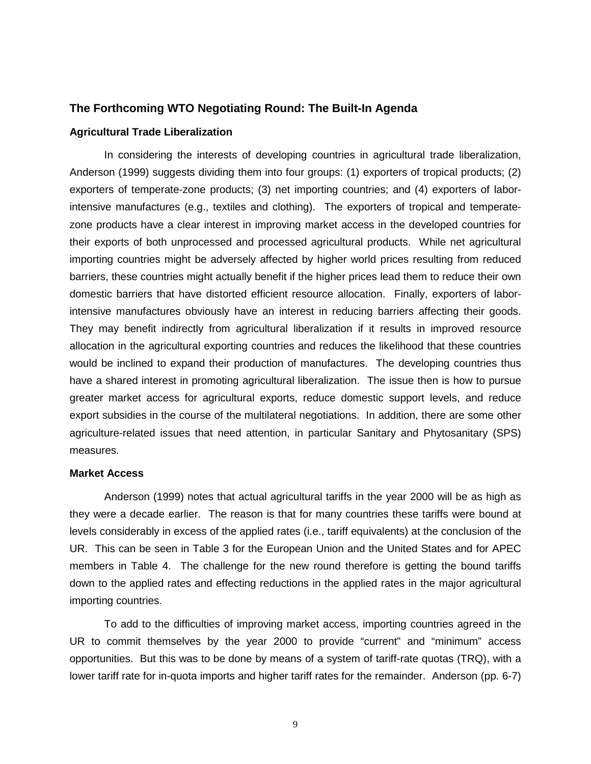## The Forthcoming WTO Negotiating Round: The Built-In Agenda

### Agricultural Trade Liberalization

In considering the interests of developing countries in agricultural trade liberalization, Anderson (1999) suggests dividing them into four groups: (1) exporters of tropical products; (2) exporters of temperate-zone products; (3) net importing countries; and (4) exporters of labor-intensive manufactures (e.g., textiles and clothing). The exporters of tropical and temperate-zone products have a clear interest in improving market access in the developed countries for their exports of both unprocessed and processed agricultural products. While net agricultural importing countries might be adversely affected by higher world prices resulting from reduced barriers, these countries might actually benefit if the higher prices lead them to reduce their own domestic barriers that have distorted efficient resource allocation. Finally, exporters of labor-intensive manufactures obviously have an interest in reducing barriers affecting their goods. They may benefit indirectly from agricultural liberalization if it results in improved resource allocation in the agricultural exporting countries and reduces the likelihood that these countries would be inclined to expand their production of manufactures. The developing countries thus have a shared interest in promoting agricultural liberalization. The issue then is how to pursue greater market access for agricultural exports, reduce domestic support levels, and reduce export subsidies in the course of the multilateral negotiations. In addition, there are some other agriculture-related issues that need attention, in particular Sanitary and Phytosanitary (SPS) measures.

### Market Access

Anderson (1999) notes that actual agricultural tariffs in the year 2000 will be as high as they were a decade earlier. The reason is that for many countries these tariffs were bound at levels considerably in excess of the applied rates (i.e., tariff equivalents) at the conclusion of the UR. This can be seen in Table 3 for the European Union and the United States and for APEC members in Table 4. The challenge for the new round therefore is getting the bound tariffs down to the applied rates and effecting reductions in the applied rates in the major agricultural importing countries.

To add to the difficulties of improving market access, importing countries agreed in the UR to commit themselves by the year 2000 to provide "current" and "minimum" access opportunities. But this was to be done by means of a system of tariff-rate quotas (TRQ), with a lower tariff rate for in-quota imports and higher tariff rates for the remainder. Anderson (pp. 6-7)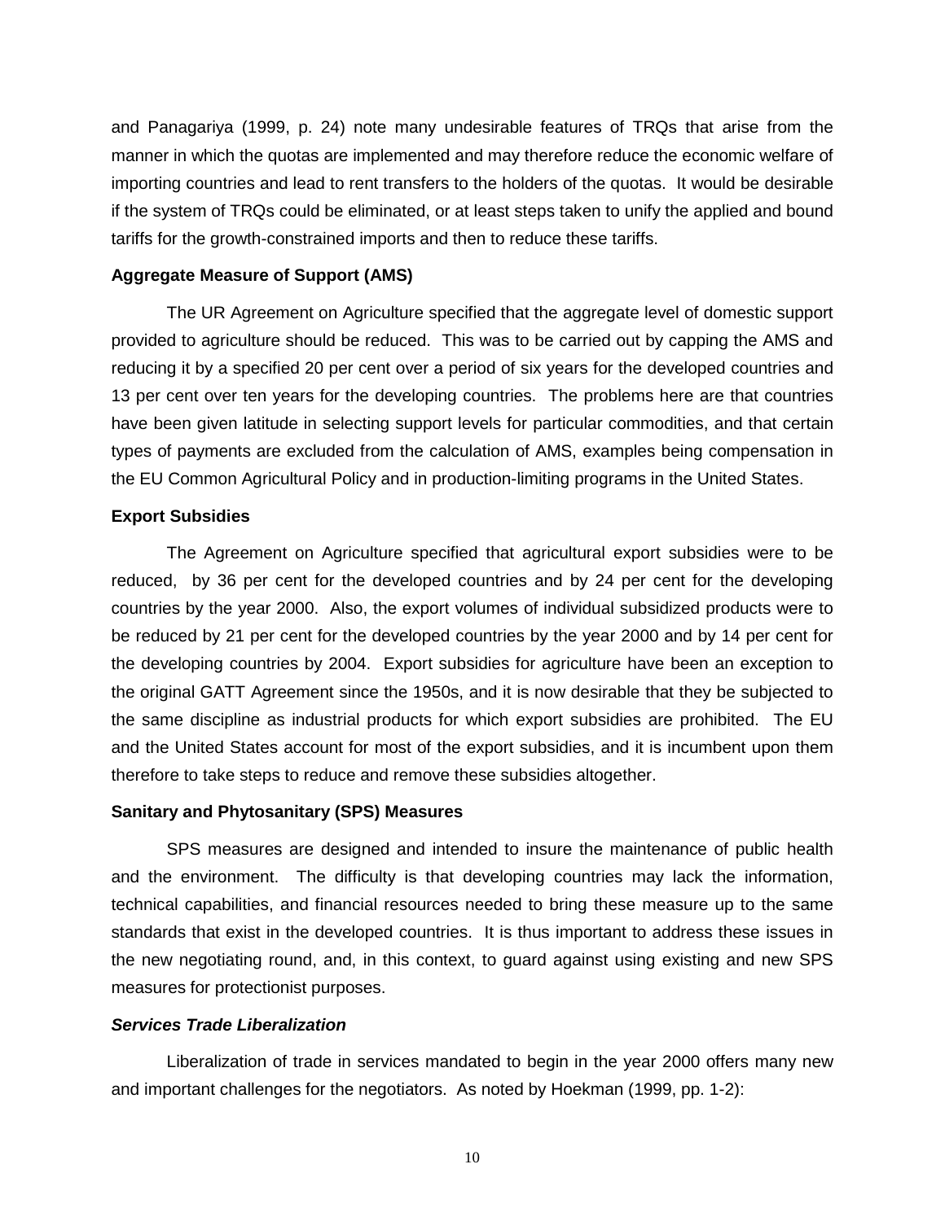and Panagariya (1999, p. 24) note many undesirable features of TRQs that arise from the manner in which the quotas are implemented and may therefore reduce the economic welfare of importing countries and lead to rent transfers to the holders of the quotas. It would be desirable if the system of TRQs could be eliminated, or at least steps taken to unify the applied and bound tariffs for the growth-constrained imports and then to reduce these tariffs.

**Aggregate Measure of Support (AMS)**

The UR Agreement on Agriculture specified that the aggregate level of domestic support provided to agriculture should be reduced. This was to be carried out by capping the AMS and reducing it by a specified 20 per cent over a period of six years for the developed countries and 13 per cent over ten years for the developing countries. The problems here are that countries have been given latitude in selecting support levels for particular commodities, and that certain types of payments are excluded from the calculation of AMS, examples being compensation in the EU Common Agricultural Policy and in production-limiting programs in the United States.

**Export Subsidies**

The Agreement on Agriculture specified that agricultural export subsidies were to be reduced, by 36 per cent for the developed countries and by 24 per cent for the developing countries by the year 2000. Also, the export volumes of individual subsidized products were to be reduced by 21 per cent for the developed countries by the year 2000 and by 14 per cent for the developing countries by 2004. Export subsidies for agriculture have been an exception to the original GATT Agreement since the 1950s, and it is now desirable that they be subjected to the same discipline as industrial products for which export subsidies are prohibited. The EU and the United States account for most of the export subsidies, and it is incumbent upon them therefore to take steps to reduce and remove these subsidies altogether.

**Sanitary and Phytosanitary (SPS) Measures**

SPS measures are designed and intended to insure the maintenance of public health and the environment. The difficulty is that developing countries may lack the information, technical capabilities, and financial resources needed to bring these measure up to the same standards that exist in the developed countries. It is thus important to address these issues in the new negotiating round, and, in this context, to guard against using existing and new SPS measures for protectionist purposes.

***Services Trade Liberalization***

Liberalization of trade in services mandated to begin in the year 2000 offers many new and important challenges for the negotiators. As noted by Hoekman (1999, pp. 1-2):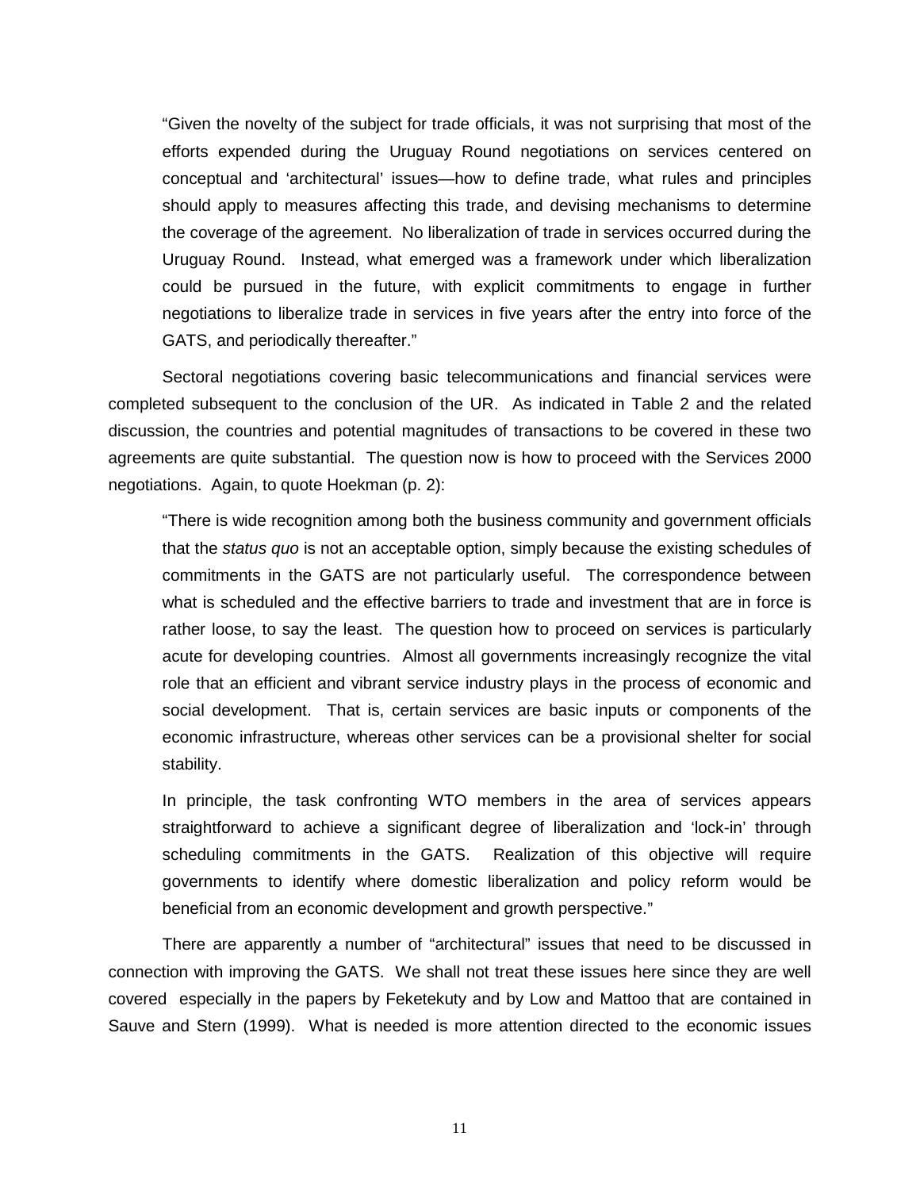> "Given the novelty of the subject for trade officials, it was not surprising that most of the efforts expended during the Uruguay Round negotiations on services centered on conceptual and 'architectural' issues—how to define trade, what rules and principles should apply to measures affecting this trade, and devising mechanisms to determine the coverage of the agreement. No liberalization of trade in services occurred during the Uruguay Round. Instead, what emerged was a framework under which liberalization could be pursued in the future, with explicit commitments to engage in further negotiations to liberalize trade in services in five years after the entry into force of the GATS, and periodically thereafter."

Sectoral negotiations covering basic telecommunications and financial services were completed subsequent to the conclusion of the UR. As indicated in Table 2 and the related discussion, the countries and potential magnitudes of transactions to be covered in these two agreements are quite substantial. The question now is how to proceed with the Services 2000 negotiations. Again, to quote Hoekman (p. 2):

> "There is wide recognition among both the business community and government officials that the *status quo* is not an acceptable option, simply because the existing schedules of commitments in the GATS are not particularly useful. The correspondence between what is scheduled and the effective barriers to trade and investment that are in force is rather loose, to say the least. The question how to proceed on services is particularly acute for developing countries. Almost all governments increasingly recognize the vital role that an efficient and vibrant service industry plays in the process of economic and social development. That is, certain services are basic inputs or components of the economic infrastructure, whereas other services can be a provisional shelter for social stability.
>
> In principle, the task confronting WTO members in the area of services appears straightforward to achieve a significant degree of liberalization and 'lock-in' through scheduling commitments in the GATS. Realization of this objective will require governments to identify where domestic liberalization and policy reform would be beneficial from an economic development and growth perspective."

There are apparently a number of "architectural" issues that need to be discussed in connection with improving the GATS. We shall not treat these issues here since they are well covered especially in the papers by Feketekuty and by Low and Mattoo that are contained in Sauve and Stern (1999). What is needed is more attention directed to the economic issues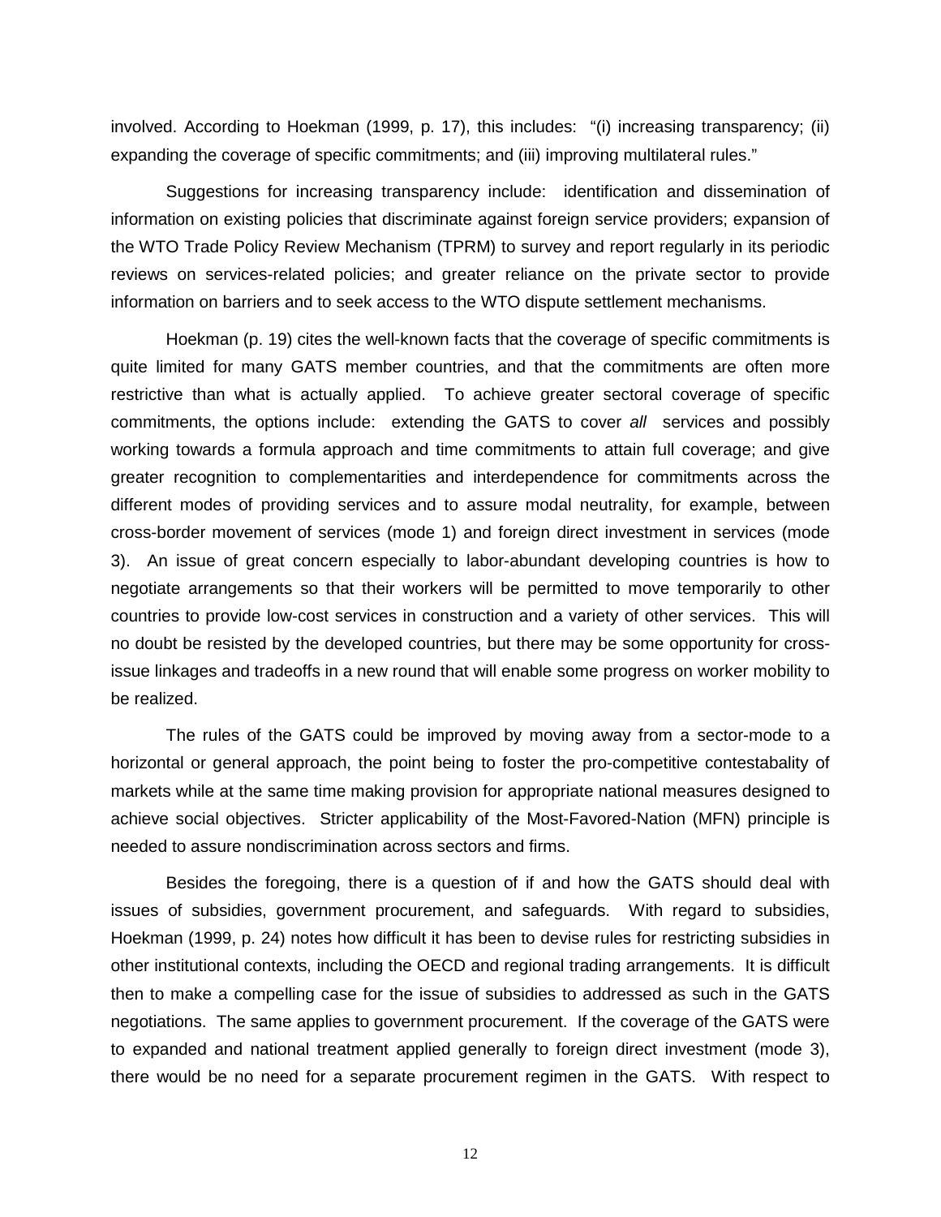involved. According to Hoekman (1999, p. 17), this includes: "(i) increasing transparency; (ii) expanding the coverage of specific commitments; and (iii) improving multilateral rules."

Suggestions for increasing transparency include: identification and dissemination of information on existing policies that discriminate against foreign service providers; expansion of the WTO Trade Policy Review Mechanism (TPRM) to survey and report regularly in its periodic reviews on services-related policies; and greater reliance on the private sector to provide information on barriers and to seek access to the WTO dispute settlement mechanisms.

Hoekman (p. 19) cites the well-known facts that the coverage of specific commitments is quite limited for many GATS member countries, and that the commitments are often more restrictive than what is actually applied. To achieve greater sectoral coverage of specific commitments, the options include: extending the GATS to cover *all* services and possibly working towards a formula approach and time commitments to attain full coverage; and give greater recognition to complementarities and interdependence for commitments across the different modes of providing services and to assure modal neutrality, for example, between cross-border movement of services (mode 1) and foreign direct investment in services (mode 3). An issue of great concern especially to labor-abundant developing countries is how to negotiate arrangements so that their workers will be permitted to move temporarily to other countries to provide low-cost services in construction and a variety of other services. This will no doubt be resisted by the developed countries, but there may be some opportunity for cross-issue linkages and tradeoffs in a new round that will enable some progress on worker mobility to be realized.

The rules of the GATS could be improved by moving away from a sector-mode to a horizontal or general approach, the point being to foster the pro-competitive contestabality of markets while at the same time making provision for appropriate national measures designed to achieve social objectives. Stricter applicability of the Most-Favored-Nation (MFN) principle is needed to assure nondiscrimination across sectors and firms.

Besides the foregoing, there is a question of if and how the GATS should deal with issues of subsidies, government procurement, and safeguards. With regard to subsidies, Hoekman (1999, p. 24) notes how difficult it has been to devise rules for restricting subsidies in other institutional contexts, including the OECD and regional trading arrangements. It is difficult then to make a compelling case for the issue of subsidies to addressed as such in the GATS negotiations. The same applies to government procurement. If the coverage of the GATS were to expanded and national treatment applied generally to foreign direct investment (mode 3), there would be no need for a separate procurement regimen in the GATS. With respect to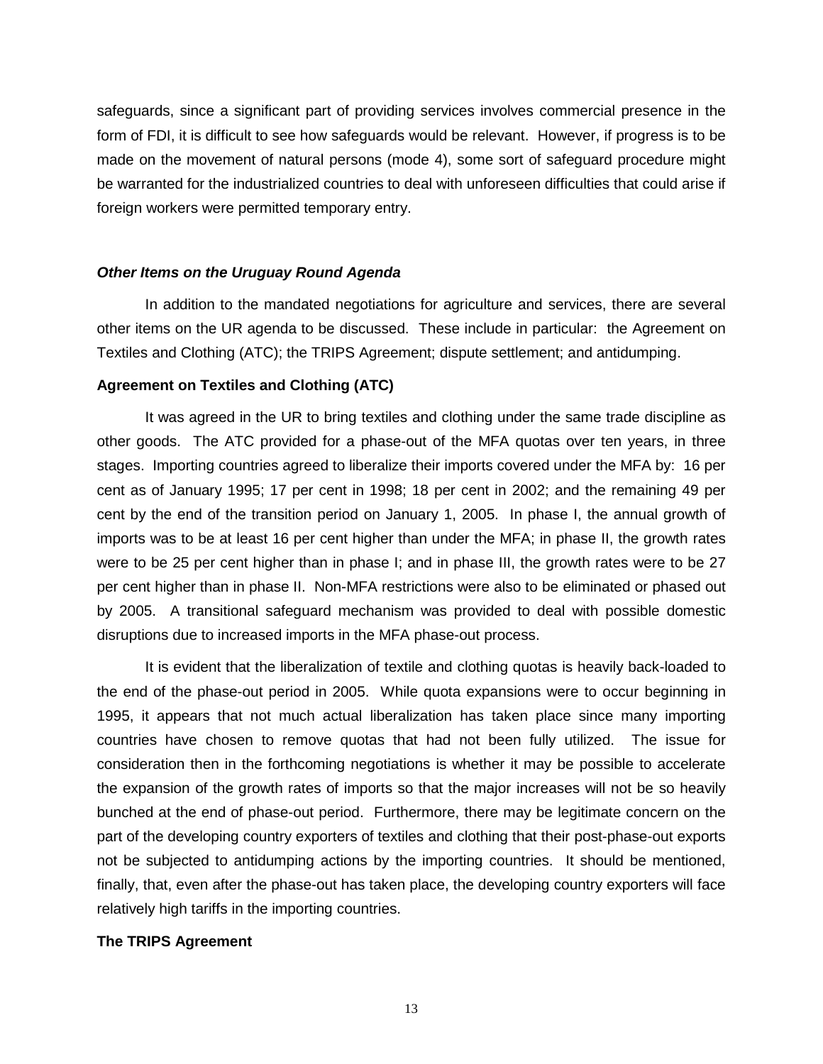safeguards, since a significant part of providing services involves commercial presence in the form of FDI, it is difficult to see how safeguards would be relevant. However, if progress is to be made on the movement of natural persons (mode 4), some sort of safeguard procedure might be warranted for the industrialized countries to deal with unforeseen difficulties that could arise if foreign workers were permitted temporary entry.

### *Other Items on the Uruguay Round Agenda*

In addition to the mandated negotiations for agriculture and services, there are several other items on the UR agenda to be discussed. These include in particular: the Agreement on Textiles and Clothing (ATC); the TRIPS Agreement; dispute settlement; and antidumping.

#### Agreement on Textiles and Clothing (ATC)

It was agreed in the UR to bring textiles and clothing under the same trade discipline as other goods. The ATC provided for a phase-out of the MFA quotas over ten years, in three stages. Importing countries agreed to liberalize their imports covered under the MFA by: 16 per cent as of January 1995; 17 per cent in 1998; 18 per cent in 2002; and the remaining 49 per cent by the end of the transition period on January 1, 2005. In phase I, the annual growth of imports was to be at least 16 per cent higher than under the MFA; in phase II, the growth rates were to be 25 per cent higher than in phase I; and in phase III, the growth rates were to be 27 per cent higher than in phase II. Non-MFA restrictions were also to be eliminated or phased out by 2005. A transitional safeguard mechanism was provided to deal with possible domestic disruptions due to increased imports in the MFA phase-out process.

It is evident that the liberalization of textile and clothing quotas is heavily back-loaded to the end of the phase-out period in 2005. While quota expansions were to occur beginning in 1995, it appears that not much actual liberalization has taken place since many importing countries have chosen to remove quotas that had not been fully utilized. The issue for consideration then in the forthcoming negotiations is whether it may be possible to accelerate the expansion of the growth rates of imports so that the major increases will not be so heavily bunched at the end of phase-out period. Furthermore, there may be legitimate concern on the part of the developing country exporters of textiles and clothing that their post-phase-out exports not be subjected to antidumping actions by the importing countries. It should be mentioned, finally, that, even after the phase-out has taken place, the developing country exporters will face relatively high tariffs in the importing countries.

#### The TRIPS Agreement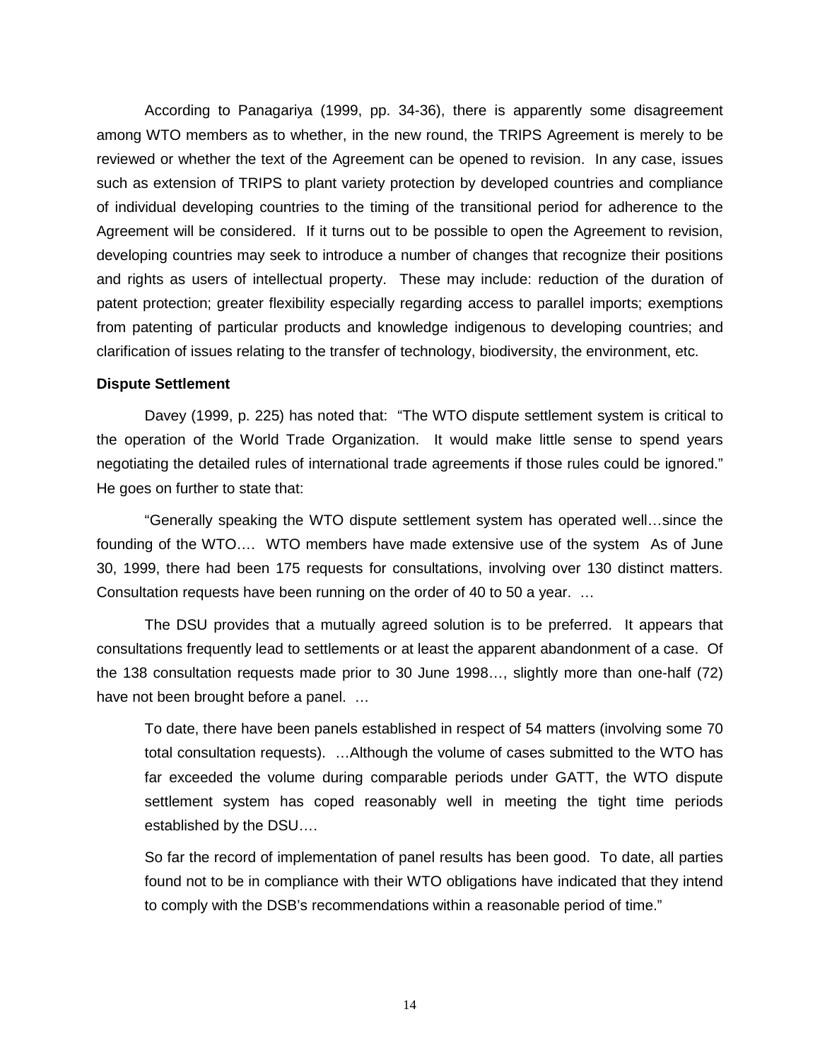According to Panagariya (1999, pp. 34-36), there is apparently some disagreement among WTO members as to whether, in the new round, the TRIPS Agreement is merely to be reviewed or whether the text of the Agreement can be opened to revision. In any case, issues such as extension of TRIPS to plant variety protection by developed countries and compliance of individual developing countries to the timing of the transitional period for adherence to the Agreement will be considered. If it turns out to be possible to open the Agreement to revision, developing countries may seek to introduce a number of changes that recognize their positions and rights as users of intellectual property. These may include: reduction of the duration of patent protection; greater flexibility especially regarding access to parallel imports; exemptions from patenting of particular products and knowledge indigenous to developing countries; and clarification of issues relating to the transfer of technology, biodiversity, the environment, etc.

**Dispute Settlement**

Davey (1999, p. 225) has noted that: "The WTO dispute settlement system is critical to the operation of the World Trade Organization. It would make little sense to spend years negotiating the detailed rules of international trade agreements if those rules could be ignored." He goes on further to state that:

"Generally speaking the WTO dispute settlement system has operated well…since the founding of the WTO…. WTO members have made extensive use of the system As of June 30, 1999, there had been 175 requests for consultations, involving over 130 distinct matters. Consultation requests have been running on the order of 40 to 50 a year. …

The DSU provides that a mutually agreed solution is to be preferred. It appears that consultations frequently lead to settlements or at least the apparent abandonment of a case. Of the 138 consultation requests made prior to 30 June 1998…, slightly more than one-half (72) have not been brought before a panel. …

> To date, there have been panels established in respect of 54 matters (involving some 70 total consultation requests). …Although the volume of cases submitted to the WTO has far exceeded the volume during comparable periods under GATT, the WTO dispute settlement system has coped reasonably well in meeting the tight time periods established by the DSU….
>
> So far the record of implementation of panel results has been good. To date, all parties found not to be in compliance with their WTO obligations have indicated that they intend to comply with the DSB's recommendations within a reasonable period of time."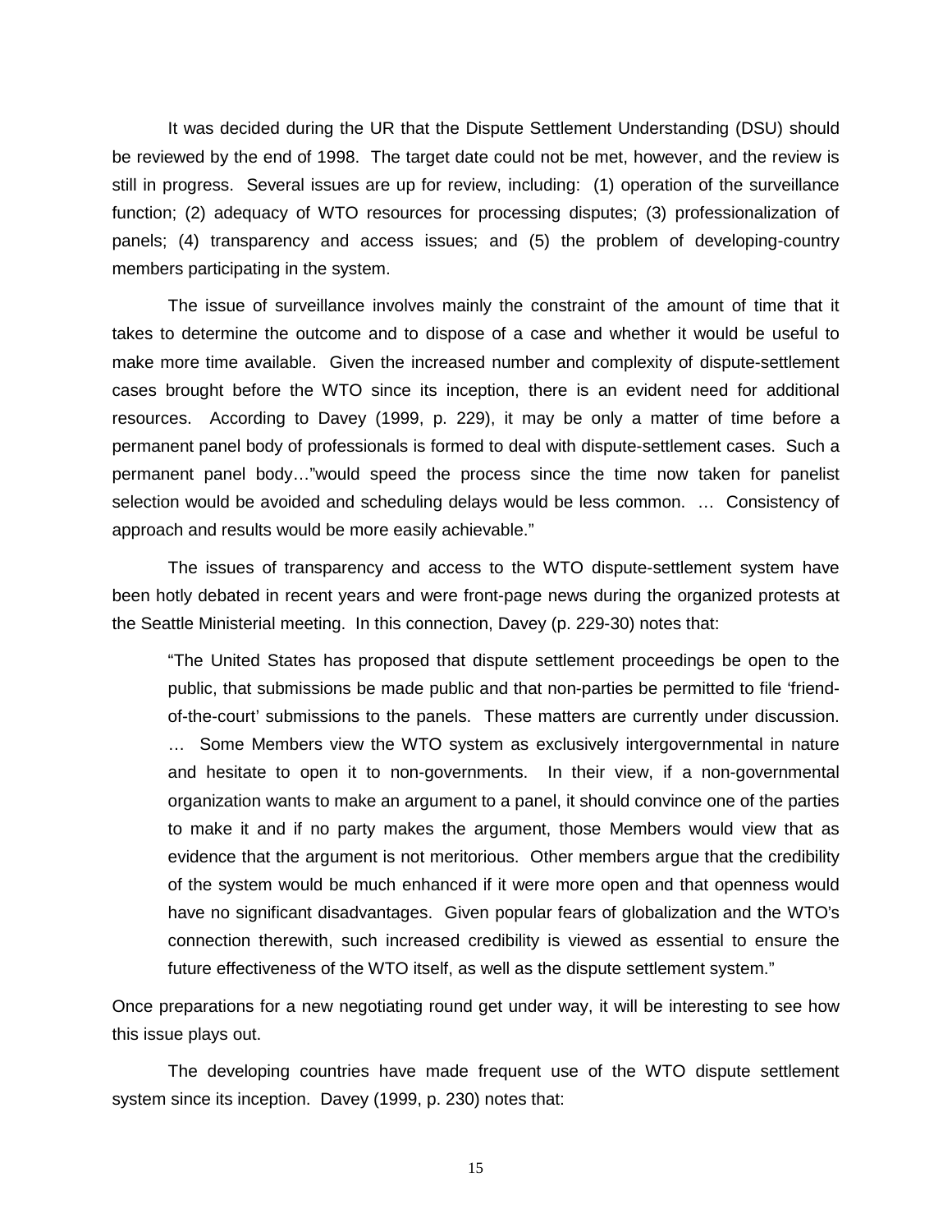It was decided during the UR that the Dispute Settlement Understanding (DSU) should be reviewed by the end of 1998. The target date could not be met, however, and the review is still in progress. Several issues are up for review, including: (1) operation of the surveillance function; (2) adequacy of WTO resources for processing disputes; (3) professionalization of panels; (4) transparency and access issues; and (5) the problem of developing-country members participating in the system.

The issue of surveillance involves mainly the constraint of the amount of time that it takes to determine the outcome and to dispose of a case and whether it would be useful to make more time available. Given the increased number and complexity of dispute-settlement cases brought before the WTO since its inception, there is an evident need for additional resources. According to Davey (1999, p. 229), it may be only a matter of time before a permanent panel body of professionals is formed to deal with dispute-settlement cases. Such a permanent panel body…"would speed the process since the time now taken for panelist selection would be avoided and scheduling delays would be less common. … Consistency of approach and results would be more easily achievable."

The issues of transparency and access to the WTO dispute-settlement system have been hotly debated in recent years and were front-page news during the organized protests at the Seattle Ministerial meeting. In this connection, Davey (p. 229-30) notes that:

> "The United States has proposed that dispute settlement proceedings be open to the public, that submissions be made public and that non-parties be permitted to file 'friend-of-the-court' submissions to the panels. These matters are currently under discussion. … Some Members view the WTO system as exclusively intergovernmental in nature and hesitate to open it to non-governments. In their view, if a non-governmental organization wants to make an argument to a panel, it should convince one of the parties to make it and if no party makes the argument, those Members would view that as evidence that the argument is not meritorious. Other members argue that the credibility of the system would be much enhanced if it were more open and that openness would have no significant disadvantages. Given popular fears of globalization and the WTO's connection therewith, such increased credibility is viewed as essential to ensure the future effectiveness of the WTO itself, as well as the dispute settlement system."

Once preparations for a new negotiating round get under way, it will be interesting to see how this issue plays out.

The developing countries have made frequent use of the WTO dispute settlement system since its inception. Davey (1999, p. 230) notes that: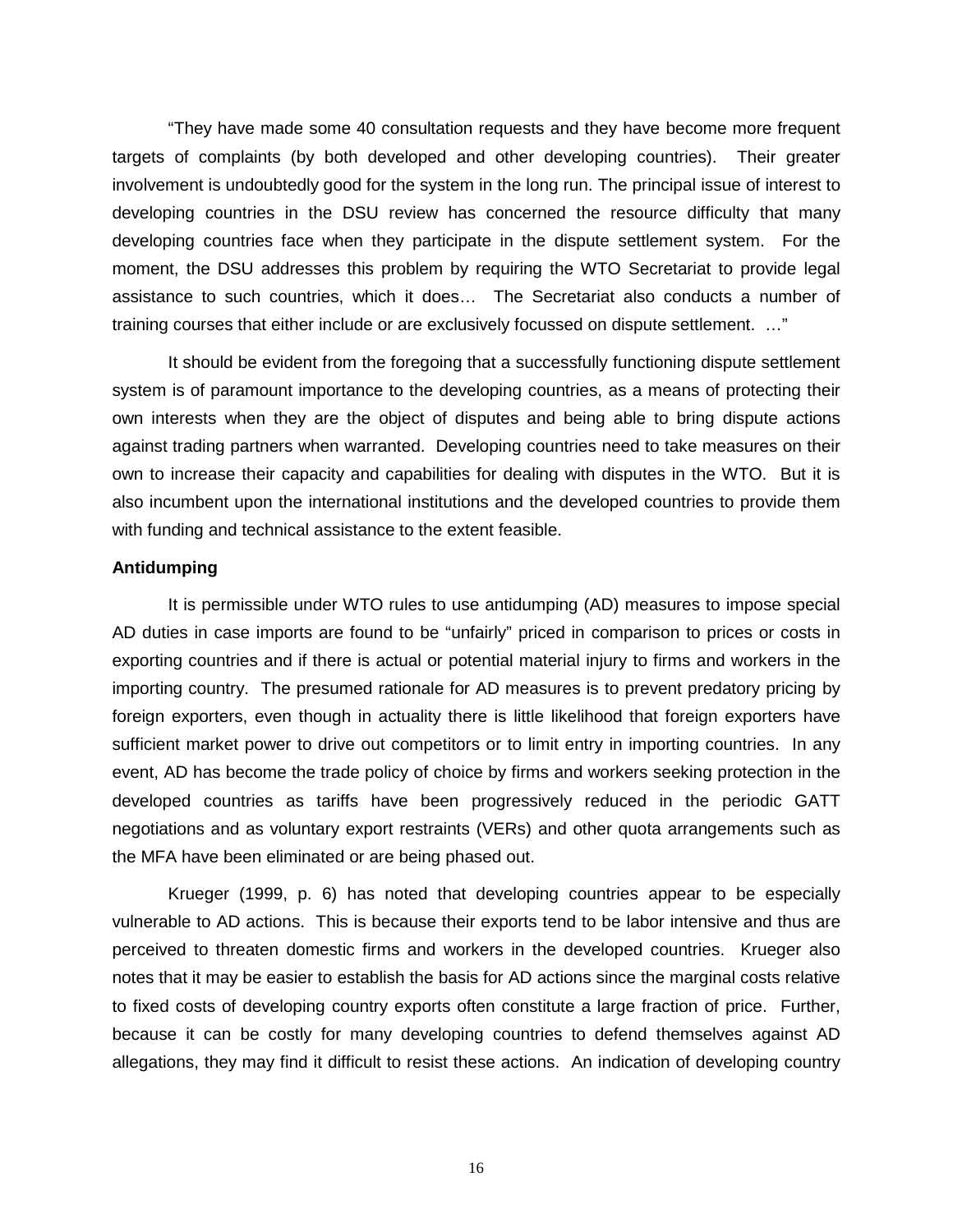"They have made some 40 consultation requests and they have become more frequent targets of complaints (by both developed and other developing countries). Their greater involvement is undoubtedly good for the system in the long run. The principal issue of interest to developing countries in the DSU review has concerned the resource difficulty that many developing countries face when they participate in the dispute settlement system. For the moment, the DSU addresses this problem by requiring the WTO Secretariat to provide legal assistance to such countries, which it does… The Secretariat also conducts a number of training courses that either include or are exclusively focussed on dispute settlement. …"

It should be evident from the foregoing that a successfully functioning dispute settlement system is of paramount importance to the developing countries, as a means of protecting their own interests when they are the object of disputes and being able to bring dispute actions against trading partners when warranted. Developing countries need to take measures on their own to increase their capacity and capabilities for dealing with disputes in the WTO. But it is also incumbent upon the international institutions and the developed countries to provide them with funding and technical assistance to the extent feasible.

**Antidumping**

It is permissible under WTO rules to use antidumping (AD) measures to impose special AD duties in case imports are found to be "unfairly" priced in comparison to prices or costs in exporting countries and if there is actual or potential material injury to firms and workers in the importing country. The presumed rationale for AD measures is to prevent predatory pricing by foreign exporters, even though in actuality there is little likelihood that foreign exporters have sufficient market power to drive out competitors or to limit entry in importing countries. In any event, AD has become the trade policy of choice by firms and workers seeking protection in the developed countries as tariffs have been progressively reduced in the periodic GATT negotiations and as voluntary export restraints (VERs) and other quota arrangements such as the MFA have been eliminated or are being phased out.

Krueger (1999, p. 6) has noted that developing countries appear to be especially vulnerable to AD actions. This is because their exports tend to be labor intensive and thus are perceived to threaten domestic firms and workers in the developed countries. Krueger also notes that it may be easier to establish the basis for AD actions since the marginal costs relative to fixed costs of developing country exports often constitute a large fraction of price. Further, because it can be costly for many developing countries to defend themselves against AD allegations, they may find it difficult to resist these actions. An indication of developing country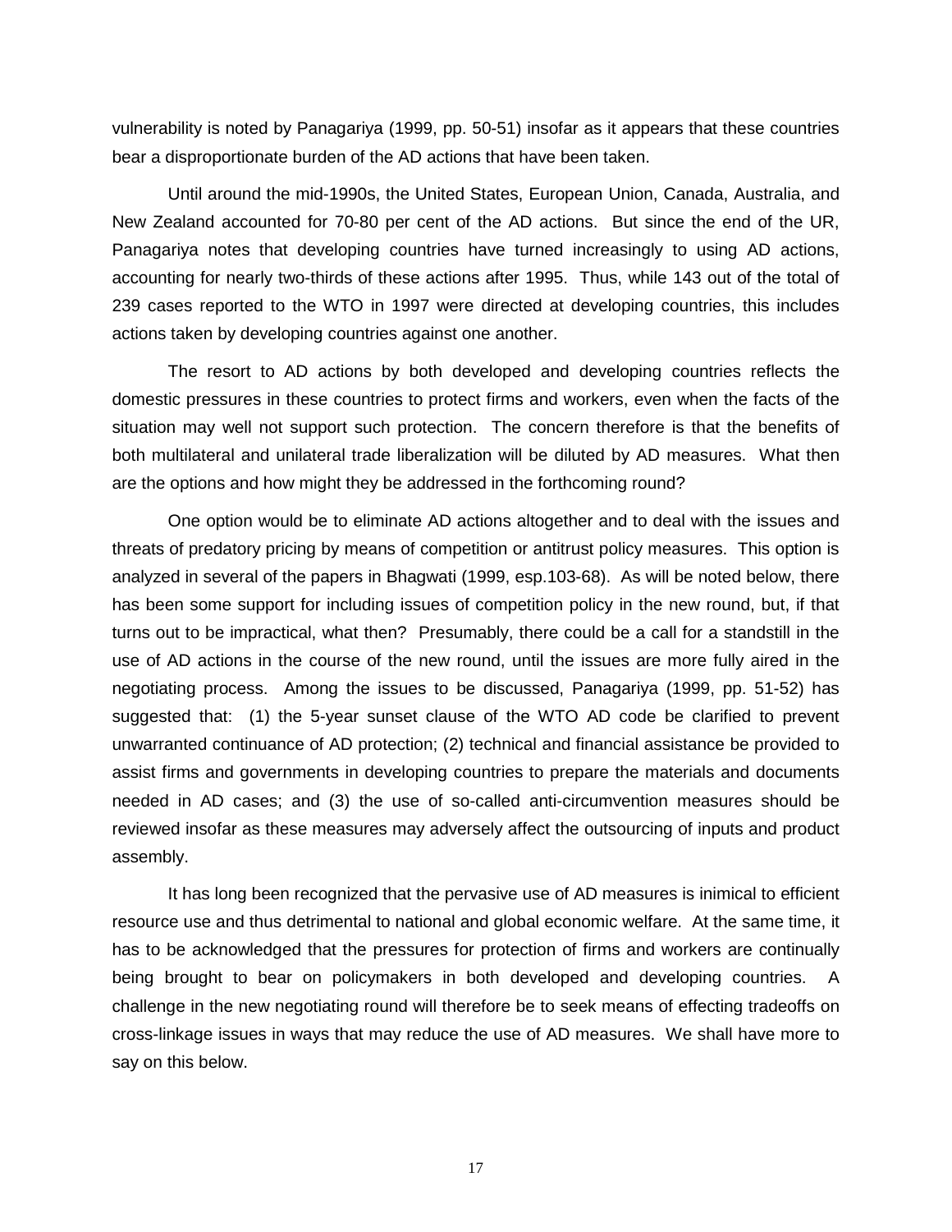vulnerability is noted by Panagariya (1999, pp. 50-51) insofar as it appears that these countries bear a disproportionate burden of the AD actions that have been taken.

Until around the mid-1990s, the United States, European Union, Canada, Australia, and New Zealand accounted for 70-80 per cent of the AD actions. But since the end of the UR, Panagariya notes that developing countries have turned increasingly to using AD actions, accounting for nearly two-thirds of these actions after 1995. Thus, while 143 out of the total of 239 cases reported to the WTO in 1997 were directed at developing countries, this includes actions taken by developing countries against one another.

The resort to AD actions by both developed and developing countries reflects the domestic pressures in these countries to protect firms and workers, even when the facts of the situation may well not support such protection. The concern therefore is that the benefits of both multilateral and unilateral trade liberalization will be diluted by AD measures. What then are the options and how might they be addressed in the forthcoming round?

One option would be to eliminate AD actions altogether and to deal with the issues and threats of predatory pricing by means of competition or antitrust policy measures. This option is analyzed in several of the papers in Bhagwati (1999, esp.103-68). As will be noted below, there has been some support for including issues of competition policy in the new round, but, if that turns out to be impractical, what then? Presumably, there could be a call for a standstill in the use of AD actions in the course of the new round, until the issues are more fully aired in the negotiating process. Among the issues to be discussed, Panagariya (1999, pp. 51-52) has suggested that: (1) the 5-year sunset clause of the WTO AD code be clarified to prevent unwarranted continuance of AD protection; (2) technical and financial assistance be provided to assist firms and governments in developing countries to prepare the materials and documents needed in AD cases; and (3) the use of so-called anti-circumvention measures should be reviewed insofar as these measures may adversely affect the outsourcing of inputs and product assembly.

It has long been recognized that the pervasive use of AD measures is inimical to efficient resource use and thus detrimental to national and global economic welfare. At the same time, it has to be acknowledged that the pressures for protection of firms and workers are continually being brought to bear on policymakers in both developed and developing countries. A challenge in the new negotiating round will therefore be to seek means of effecting tradeoffs on cross-linkage issues in ways that may reduce the use of AD measures. We shall have more to say on this below.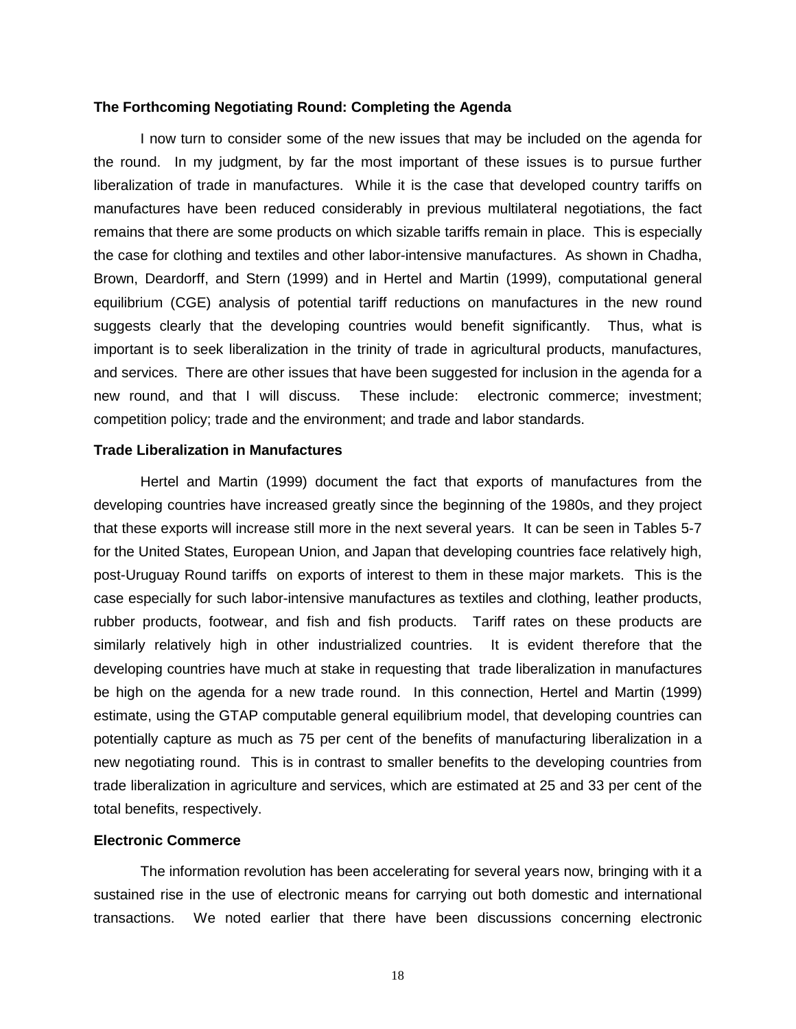### The Forthcoming Negotiating Round: Completing the Agenda

I now turn to consider some of the new issues that may be included on the agenda for the round. In my judgment, by far the most important of these issues is to pursue further liberalization of trade in manufactures. While it is the case that developed country tariffs on manufactures have been reduced considerably in previous multilateral negotiations, the fact remains that there are some products on which sizable tariffs remain in place. This is especially the case for clothing and textiles and other labor-intensive manufactures. As shown in Chadha, Brown, Deardorff, and Stern (1999) and in Hertel and Martin (1999), computational general equilibrium (CGE) analysis of potential tariff reductions on manufactures in the new round suggests clearly that the developing countries would benefit significantly. Thus, what is important is to seek liberalization in the trinity of trade in agricultural products, manufactures, and services. There are other issues that have been suggested for inclusion in the agenda for a new round, and that I will discuss. These include: electronic commerce; investment; competition policy; trade and the environment; and trade and labor standards.

### Trade Liberalization in Manufactures

Hertel and Martin (1999) document the fact that exports of manufactures from the developing countries have increased greatly since the beginning of the 1980s, and they project that these exports will increase still more in the next several years. It can be seen in Tables 5-7 for the United States, European Union, and Japan that developing countries face relatively high, post-Uruguay Round tariffs on exports of interest to them in these major markets. This is the case especially for such labor-intensive manufactures as textiles and clothing, leather products, rubber products, footwear, and fish and fish products. Tariff rates on these products are similarly relatively high in other industrialized countries. It is evident therefore that the developing countries have much at stake in requesting that trade liberalization in manufactures be high on the agenda for a new trade round. In this connection, Hertel and Martin (1999) estimate, using the GTAP computable general equilibrium model, that developing countries can potentially capture as much as 75 per cent of the benefits of manufacturing liberalization in a new negotiating round. This is in contrast to smaller benefits to the developing countries from trade liberalization in agriculture and services, which are estimated at 25 and 33 per cent of the total benefits, respectively.

### Electronic Commerce

The information revolution has been accelerating for several years now, bringing with it a sustained rise in the use of electronic means for carrying out both domestic and international transactions. We noted earlier that there have been discussions concerning electronic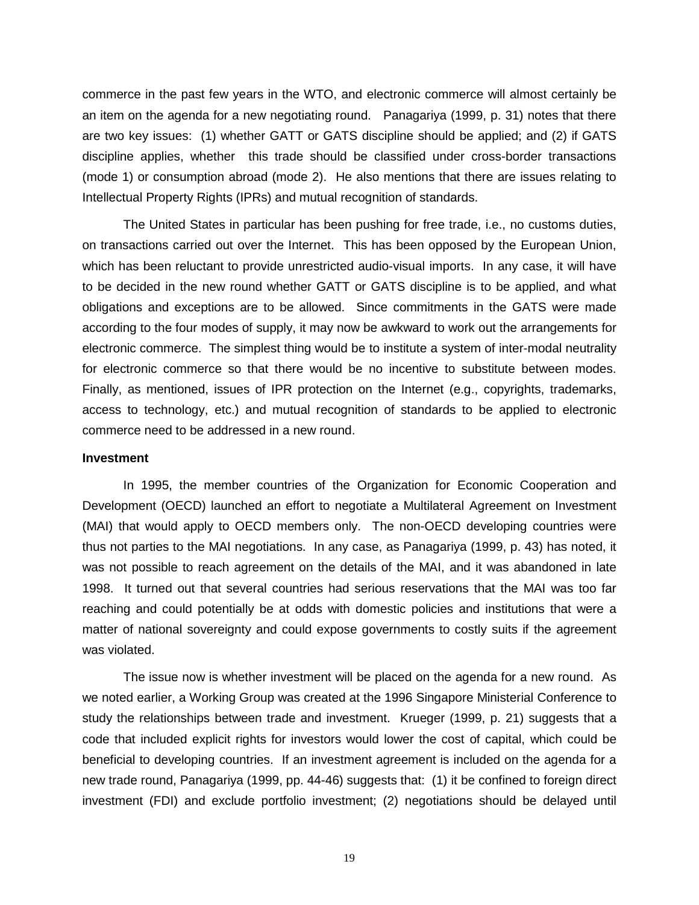commerce in the past few years in the WTO, and electronic commerce will almost certainly be an item on the agenda for a new negotiating round. Panagariya (1999, p. 31) notes that there are two key issues: (1) whether GATT or GATS discipline should be applied; and (2) if GATS discipline applies, whether this trade should be classified under cross-border transactions (mode 1) or consumption abroad (mode 2). He also mentions that there are issues relating to Intellectual Property Rights (IPRs) and mutual recognition of standards.

The United States in particular has been pushing for free trade, i.e., no customs duties, on transactions carried out over the Internet. This has been opposed by the European Union, which has been reluctant to provide unrestricted audio-visual imports. In any case, it will have to be decided in the new round whether GATT or GATS discipline is to be applied, and what obligations and exceptions are to be allowed. Since commitments in the GATS were made according to the four modes of supply, it may now be awkward to work out the arrangements for electronic commerce. The simplest thing would be to institute a system of inter-modal neutrality for electronic commerce so that there would be no incentive to substitute between modes. Finally, as mentioned, issues of IPR protection on the Internet (e.g., copyrights, trademarks, access to technology, etc.) and mutual recognition of standards to be applied to electronic commerce need to be addressed in a new round.

**Investment**

In 1995, the member countries of the Organization for Economic Cooperation and Development (OECD) launched an effort to negotiate a Multilateral Agreement on Investment (MAI) that would apply to OECD members only. The non-OECD developing countries were thus not parties to the MAI negotiations. In any case, as Panagariya (1999, p. 43) has noted, it was not possible to reach agreement on the details of the MAI, and it was abandoned in late 1998. It turned out that several countries had serious reservations that the MAI was too far reaching and could potentially be at odds with domestic policies and institutions that were a matter of national sovereignty and could expose governments to costly suits if the agreement was violated.

The issue now is whether investment will be placed on the agenda for a new round. As we noted earlier, a Working Group was created at the 1996 Singapore Ministerial Conference to study the relationships between trade and investment. Krueger (1999, p. 21) suggests that a code that included explicit rights for investors would lower the cost of capital, which could be beneficial to developing countries. If an investment agreement is included on the agenda for a new trade round, Panagariya (1999, pp. 44-46) suggests that: (1) it be confined to foreign direct investment (FDI) and exclude portfolio investment; (2) negotiations should be delayed until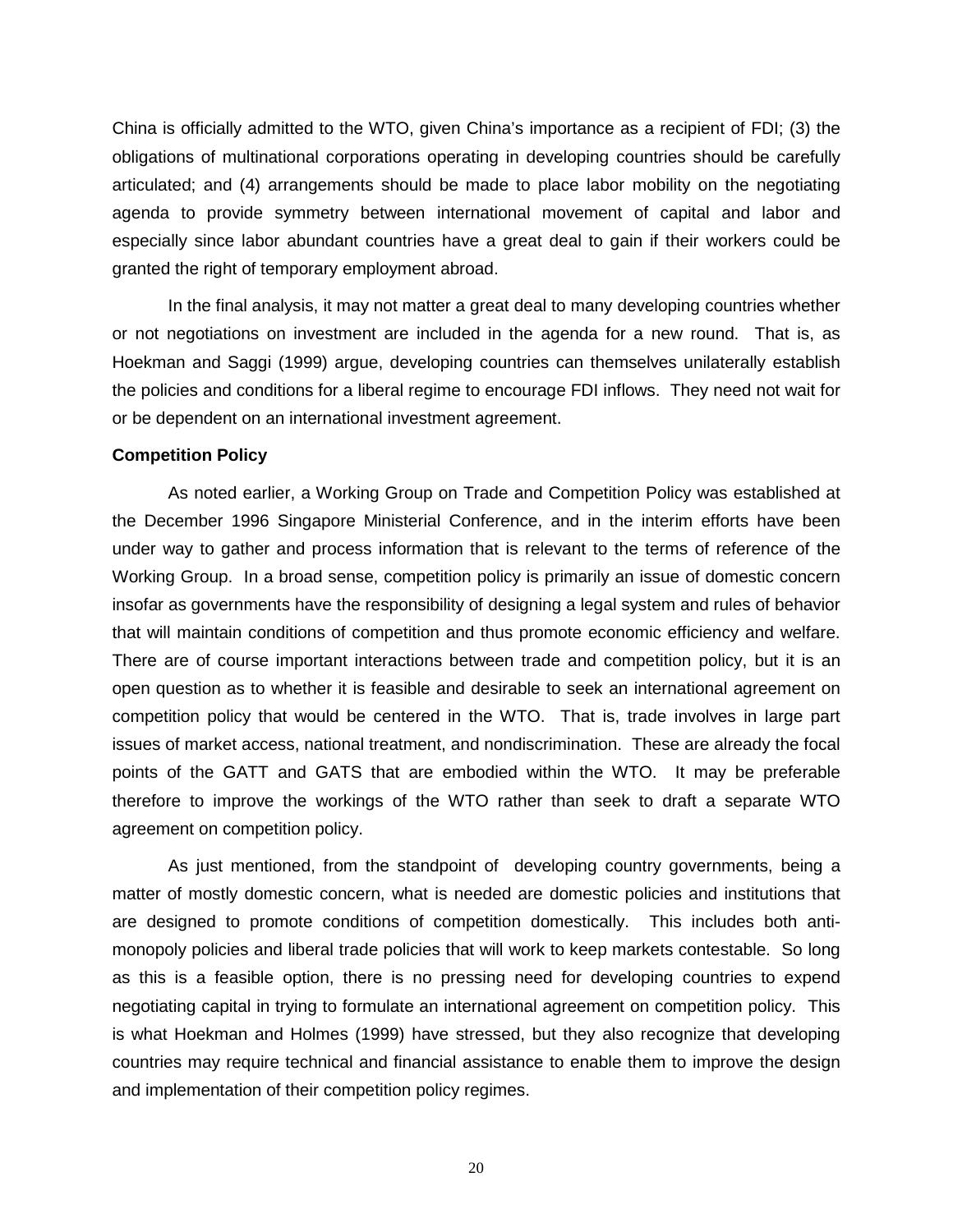China is officially admitted to the WTO, given China's importance as a recipient of FDI; (3) the obligations of multinational corporations operating in developing countries should be carefully articulated; and (4) arrangements should be made to place labor mobility on the negotiating agenda to provide symmetry between international movement of capital and labor and especially since labor abundant countries have a great deal to gain if their workers could be granted the right of temporary employment abroad.

In the final analysis, it may not matter a great deal to many developing countries whether or not negotiations on investment are included in the agenda for a new round. That is, as Hoekman and Saggi (1999) argue, developing countries can themselves unilaterally establish the policies and conditions for a liberal regime to encourage FDI inflows. They need not wait for or be dependent on an international investment agreement.

**Competition Policy**

As noted earlier, a Working Group on Trade and Competition Policy was established at the December 1996 Singapore Ministerial Conference, and in the interim efforts have been under way to gather and process information that is relevant to the terms of reference of the Working Group. In a broad sense, competition policy is primarily an issue of domestic concern insofar as governments have the responsibility of designing a legal system and rules of behavior that will maintain conditions of competition and thus promote economic efficiency and welfare. There are of course important interactions between trade and competition policy, but it is an open question as to whether it is feasible and desirable to seek an international agreement on competition policy that would be centered in the WTO. That is, trade involves in large part issues of market access, national treatment, and nondiscrimination. These are already the focal points of the GATT and GATS that are embodied within the WTO. It may be preferable therefore to improve the workings of the WTO rather than seek to draft a separate WTO agreement on competition policy.

As just mentioned, from the standpoint of developing country governments, being a matter of mostly domestic concern, what is needed are domestic policies and institutions that are designed to promote conditions of competition domestically. This includes both anti-monopoly policies and liberal trade policies that will work to keep markets contestable. So long as this is a feasible option, there is no pressing need for developing countries to expend negotiating capital in trying to formulate an international agreement on competition policy. This is what Hoekman and Holmes (1999) have stressed, but they also recognize that developing countries may require technical and financial assistance to enable them to improve the design and implementation of their competition policy regimes.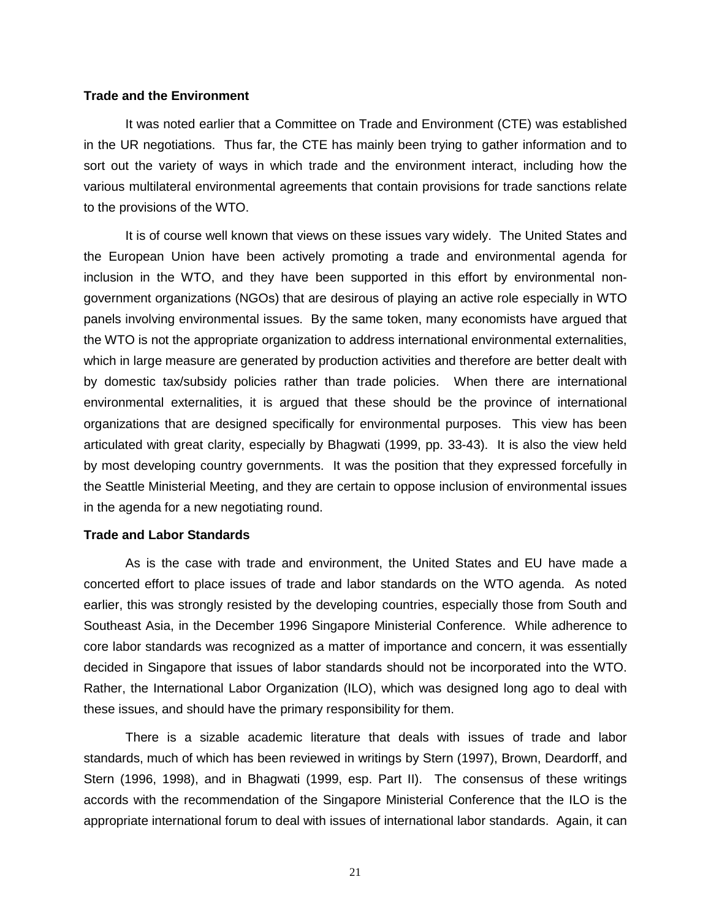**Trade and the Environment**

It was noted earlier that a Committee on Trade and Environment (CTE) was established in the UR negotiations. Thus far, the CTE has mainly been trying to gather information and to sort out the variety of ways in which trade and the environment interact, including how the various multilateral environmental agreements that contain provisions for trade sanctions relate to the provisions of the WTO.

It is of course well known that views on these issues vary widely. The United States and the European Union have been actively promoting a trade and environmental agenda for inclusion in the WTO, and they have been supported in this effort by environmental non-government organizations (NGOs) that are desirous of playing an active role especially in WTO panels involving environmental issues. By the same token, many economists have argued that the WTO is not the appropriate organization to address international environmental externalities, which in large measure are generated by production activities and therefore are better dealt with by domestic tax/subsidy policies rather than trade policies. When there are international environmental externalities, it is argued that these should be the province of international organizations that are designed specifically for environmental purposes. This view has been articulated with great clarity, especially by Bhagwati (1999, pp. 33-43). It is also the view held by most developing country governments. It was the position that they expressed forcefully in the Seattle Ministerial Meeting, and they are certain to oppose inclusion of environmental issues in the agenda for a new negotiating round.

**Trade and Labor Standards**

As is the case with trade and environment, the United States and EU have made a concerted effort to place issues of trade and labor standards on the WTO agenda. As noted earlier, this was strongly resisted by the developing countries, especially those from South and Southeast Asia, in the December 1996 Singapore Ministerial Conference. While adherence to core labor standards was recognized as a matter of importance and concern, it was essentially decided in Singapore that issues of labor standards should not be incorporated into the WTO. Rather, the International Labor Organization (ILO), which was designed long ago to deal with these issues, and should have the primary responsibility for them.

There is a sizable academic literature that deals with issues of trade and labor standards, much of which has been reviewed in writings by Stern (1997), Brown, Deardorff, and Stern (1996, 1998), and in Bhagwati (1999, esp. Part II). The consensus of these writings accords with the recommendation of the Singapore Ministerial Conference that the ILO is the appropriate international forum to deal with issues of international labor standards. Again, it can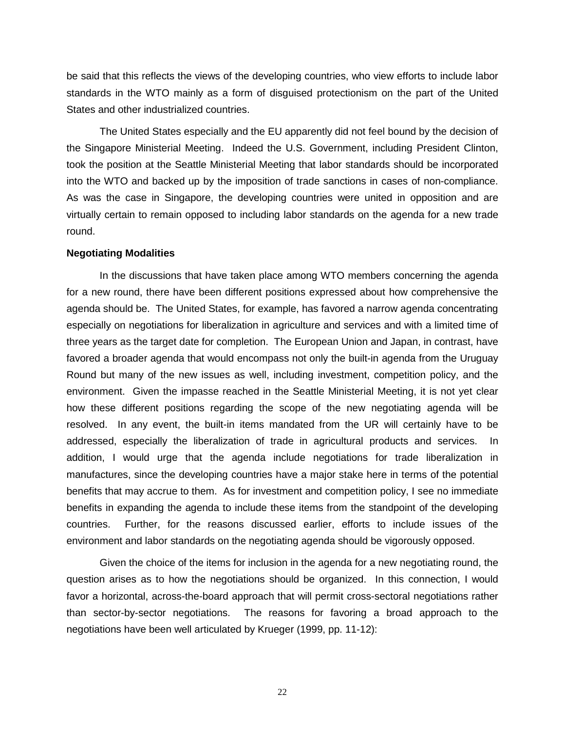be said that this reflects the views of the developing countries, who view efforts to include labor standards in the WTO mainly as a form of disguised protectionism on the part of the United States and other industrialized countries.

The United States especially and the EU apparently did not feel bound by the decision of the Singapore Ministerial Meeting. Indeed the U.S. Government, including President Clinton, took the position at the Seattle Ministerial Meeting that labor standards should be incorporated into the WTO and backed up by the imposition of trade sanctions in cases of non-compliance. As was the case in Singapore, the developing countries were united in opposition and are virtually certain to remain opposed to including labor standards on the agenda for a new trade round.

**Negotiating Modalities**

In the discussions that have taken place among WTO members concerning the agenda for a new round, there have been different positions expressed about how comprehensive the agenda should be. The United States, for example, has favored a narrow agenda concentrating especially on negotiations for liberalization in agriculture and services and with a limited time of three years as the target date for completion. The European Union and Japan, in contrast, have favored a broader agenda that would encompass not only the built-in agenda from the Uruguay Round but many of the new issues as well, including investment, competition policy, and the environment. Given the impasse reached in the Seattle Ministerial Meeting, it is not yet clear how these different positions regarding the scope of the new negotiating agenda will be resolved. In any event, the built-in items mandated from the UR will certainly have to be addressed, especially the liberalization of trade in agricultural products and services. In addition, I would urge that the agenda include negotiations for trade liberalization in manufactures, since the developing countries have a major stake here in terms of the potential benefits that may accrue to them. As for investment and competition policy, I see no immediate benefits in expanding the agenda to include these items from the standpoint of the developing countries. Further, for the reasons discussed earlier, efforts to include issues of the environment and labor standards on the negotiating agenda should be vigorously opposed.

Given the choice of the items for inclusion in the agenda for a new negotiating round, the question arises as to how the negotiations should be organized. In this connection, I would favor a horizontal, across-the-board approach that will permit cross-sectoral negotiations rather than sector-by-sector negotiations. The reasons for favoring a broad approach to the negotiations have been well articulated by Krueger (1999, pp. 11-12):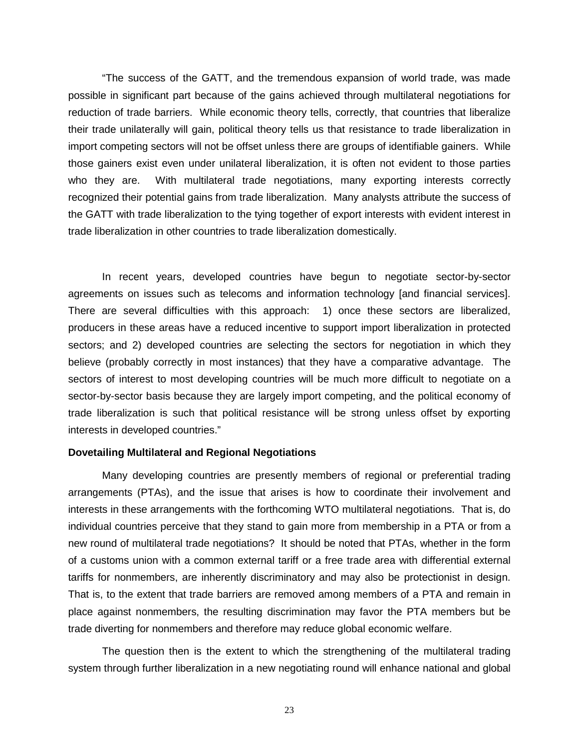"The success of the GATT, and the tremendous expansion of world trade, was made possible in significant part because of the gains achieved through multilateral negotiations for reduction of trade barriers. While economic theory tells, correctly, that countries that liberalize their trade unilaterally will gain, political theory tells us that resistance to trade liberalization in import competing sectors will not be offset unless there are groups of identifiable gainers. While those gainers exist even under unilateral liberalization, it is often not evident to those parties who they are. With multilateral trade negotiations, many exporting interests correctly recognized their potential gains from trade liberalization. Many analysts attribute the success of the GATT with trade liberalization to the tying together of export interests with evident interest in trade liberalization in other countries to trade liberalization domestically.

In recent years, developed countries have begun to negotiate sector-by-sector agreements on issues such as telecoms and information technology [and financial services]. There are several difficulties with this approach: 1) once these sectors are liberalized, producers in these areas have a reduced incentive to support import liberalization in protected sectors; and 2) developed countries are selecting the sectors for negotiation in which they believe (probably correctly in most instances) that they have a comparative advantage. The sectors of interest to most developing countries will be much more difficult to negotiate on a sector-by-sector basis because they are largely import competing, and the political economy of trade liberalization is such that political resistance will be strong unless offset by exporting interests in developed countries."

**Dovetailing Multilateral and Regional Negotiations**

Many developing countries are presently members of regional or preferential trading arrangements (PTAs), and the issue that arises is how to coordinate their involvement and interests in these arrangements with the forthcoming WTO multilateral negotiations. That is, do individual countries perceive that they stand to gain more from membership in a PTA or from a new round of multilateral trade negotiations? It should be noted that PTAs, whether in the form of a customs union with a common external tariff or a free trade area with differential external tariffs for nonmembers, are inherently discriminatory and may also be protectionist in design. That is, to the extent that trade barriers are removed among members of a PTA and remain in place against nonmembers, the resulting discrimination may favor the PTA members but be trade diverting for nonmembers and therefore may reduce global economic welfare.

The question then is the extent to which the strengthening of the multilateral trading system through further liberalization in a new negotiating round will enhance national and global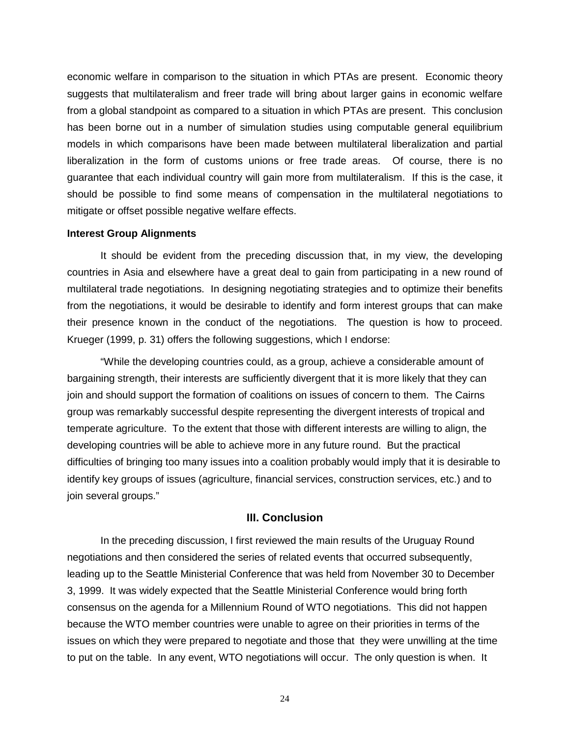economic welfare in comparison to the situation in which PTAs are present. Economic theory suggests that multilateralism and freer trade will bring about larger gains in economic welfare from a global standpoint as compared to a situation in which PTAs are present. This conclusion has been borne out in a number of simulation studies using computable general equilibrium models in which comparisons have been made between multilateral liberalization and partial liberalization in the form of customs unions or free trade areas. Of course, there is no guarantee that each individual country will gain more from multilateralism. If this is the case, it should be possible to find some means of compensation in the multilateral negotiations to mitigate or offset possible negative welfare effects.

**Interest Group Alignments**

It should be evident from the preceding discussion that, in my view, the developing countries in Asia and elsewhere have a great deal to gain from participating in a new round of multilateral trade negotiations. In designing negotiating strategies and to optimize their benefits from the negotiations, it would be desirable to identify and form interest groups that can make their presence known in the conduct of the negotiations. The question is how to proceed. Krueger (1999, p. 31) offers the following suggestions, which I endorse:

> "While the developing countries could, as a group, achieve a considerable amount of bargaining strength, their interests are sufficiently divergent that it is more likely that they can join and should support the formation of coalitions on issues of concern to them. The Cairns group was remarkably successful despite representing the divergent interests of tropical and temperate agriculture. To the extent that those with different interests are willing to align, the developing countries will be able to achieve more in any future round. But the practical difficulties of bringing too many issues into a coalition probably would imply that it is desirable to identify key groups of issues (agriculture, financial services, construction services, etc.) and to join several groups."

## III. Conclusion

In the preceding discussion, I first reviewed the main results of the Uruguay Round negotiations and then considered the series of related events that occurred subsequently, leading up to the Seattle Ministerial Conference that was held from November 30 to December 3, 1999. It was widely expected that the Seattle Ministerial Conference would bring forth consensus on the agenda for a Millennium Round of WTO negotiations. This did not happen because the WTO member countries were unable to agree on their priorities in terms of the issues on which they were prepared to negotiate and those that they were unwilling at the time to put on the table. In any event, WTO negotiations will occur. The only question is when. It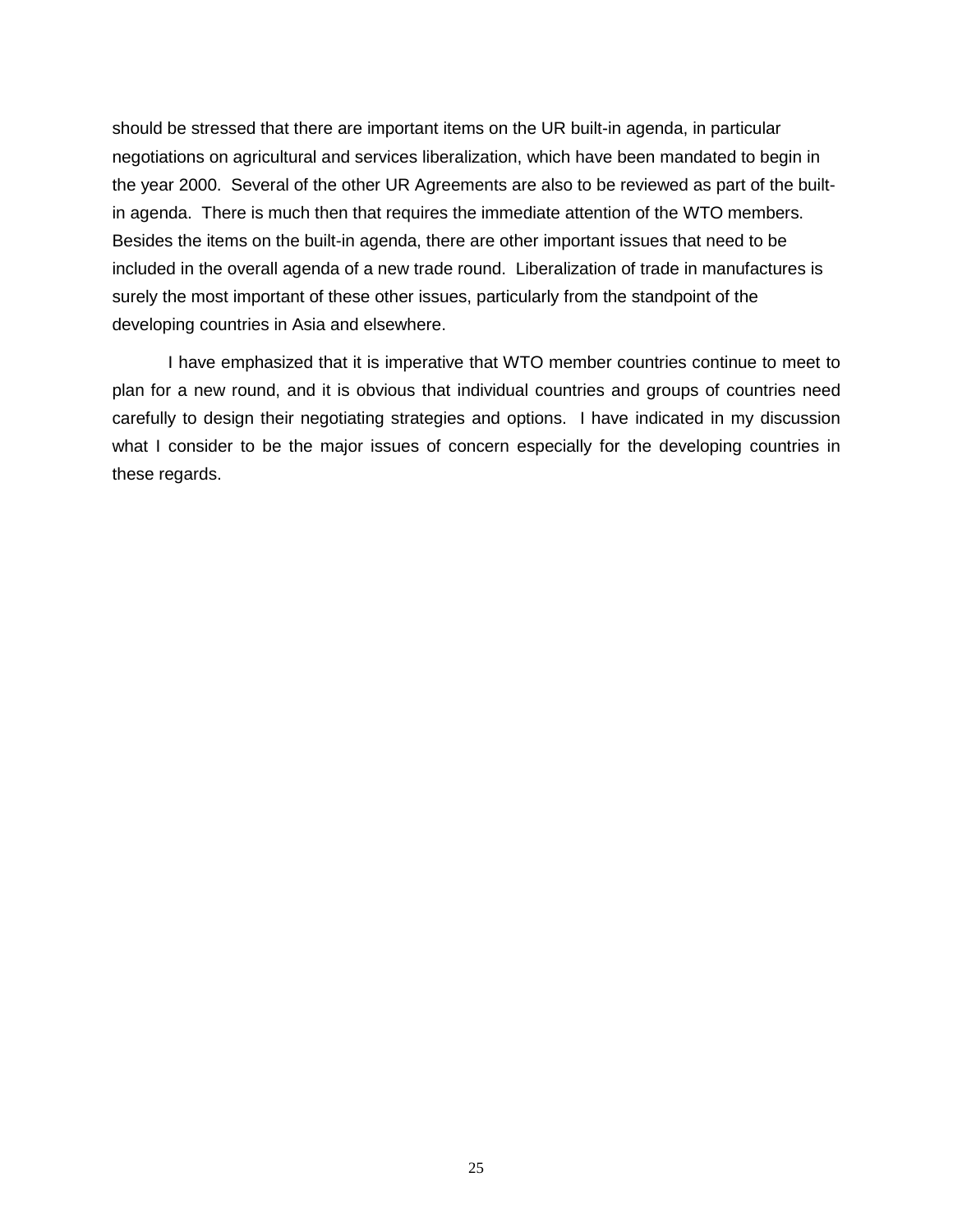should be stressed that there are important items on the UR built-in agenda, in particular negotiations on agricultural and services liberalization, which have been mandated to begin in the year 2000. Several of the other UR Agreements are also to be reviewed as part of the built-in agenda. There is much then that requires the immediate attention of the WTO members. Besides the items on the built-in agenda, there are other important issues that need to be included in the overall agenda of a new trade round. Liberalization of trade in manufactures is surely the most important of these other issues, particularly from the standpoint of the developing countries in Asia and elsewhere.

I have emphasized that it is imperative that WTO member countries continue to meet to plan for a new round, and it is obvious that individual countries and groups of countries need carefully to design their negotiating strategies and options. I have indicated in my discussion what I consider to be the major issues of concern especially for the developing countries in these regards.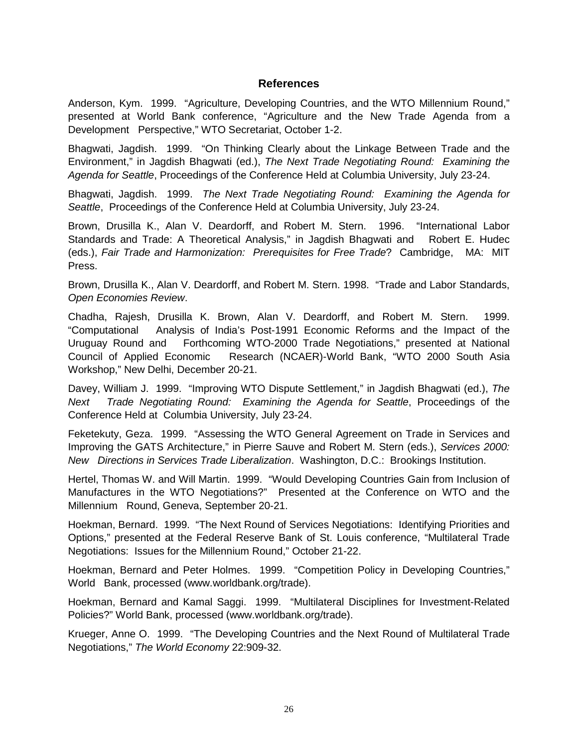## References

Anderson, Kym. 1999. "Agriculture, Developing Countries, and the WTO Millennium Round," presented at World Bank conference, "Agriculture and the New Trade Agenda from a Development Perspective," WTO Secretariat, October 1-2.

Bhagwati, Jagdish. 1999. "On Thinking Clearly about the Linkage Between Trade and the Environment," in Jagdish Bhagwati (ed.), *The Next Trade Negotiating Round: Examining the Agenda for Seattle*, Proceedings of the Conference Held at Columbia University, July 23-24.

Bhagwati, Jagdish. 1999. *The Next Trade Negotiating Round: Examining the Agenda for Seattle*, Proceedings of the Conference Held at Columbia University, July 23-24.

Brown, Drusilla K., Alan V. Deardorff, and Robert M. Stern. 1996. "International Labor Standards and Trade: A Theoretical Analysis," in Jagdish Bhagwati and Robert E. Hudec (eds.), *Fair Trade and Harmonization: Prerequisites for Free Trade*? Cambridge, MA: MIT Press.

Brown, Drusilla K., Alan V. Deardorff, and Robert M. Stern. 1998. "Trade and Labor Standards, *Open Economies Review*.

Chadha, Rajesh, Drusilla K. Brown, Alan V. Deardorff, and Robert M. Stern. 1999. "Computational Analysis of India's Post-1991 Economic Reforms and the Impact of the Uruguay Round and Forthcoming WTO-2000 Trade Negotiations," presented at National Council of Applied Economic Research (NCAER)-World Bank, "WTO 2000 South Asia Workshop," New Delhi, December 20-21.

Davey, William J. 1999. "Improving WTO Dispute Settlement," in Jagdish Bhagwati (ed.), *The Next Trade Negotiating Round: Examining the Agenda for Seattle*, Proceedings of the Conference Held at Columbia University, July 23-24.

Feketekuty, Geza. 1999. "Assessing the WTO General Agreement on Trade in Services and Improving the GATS Architecture," in Pierre Sauve and Robert M. Stern (eds.), *Services 2000: New Directions in Services Trade Liberalization*. Washington, D.C.: Brookings Institution.

Hertel, Thomas W. and Will Martin. 1999. "Would Developing Countries Gain from Inclusion of Manufactures in the WTO Negotiations?" Presented at the Conference on WTO and the Millennium Round, Geneva, September 20-21.

Hoekman, Bernard. 1999. "The Next Round of Services Negotiations: Identifying Priorities and Options," presented at the Federal Reserve Bank of St. Louis conference, "Multilateral Trade Negotiations: Issues for the Millennium Round," October 21-22.

Hoekman, Bernard and Peter Holmes. 1999. "Competition Policy in Developing Countries," World Bank, processed (www.worldbank.org/trade).

Hoekman, Bernard and Kamal Saggi. 1999. "Multilateral Disciplines for Investment-Related Policies?" World Bank, processed (www.worldbank.org/trade).

Krueger, Anne O. 1999. "The Developing Countries and the Next Round of Multilateral Trade Negotiations," *The World Economy* 22:909-32.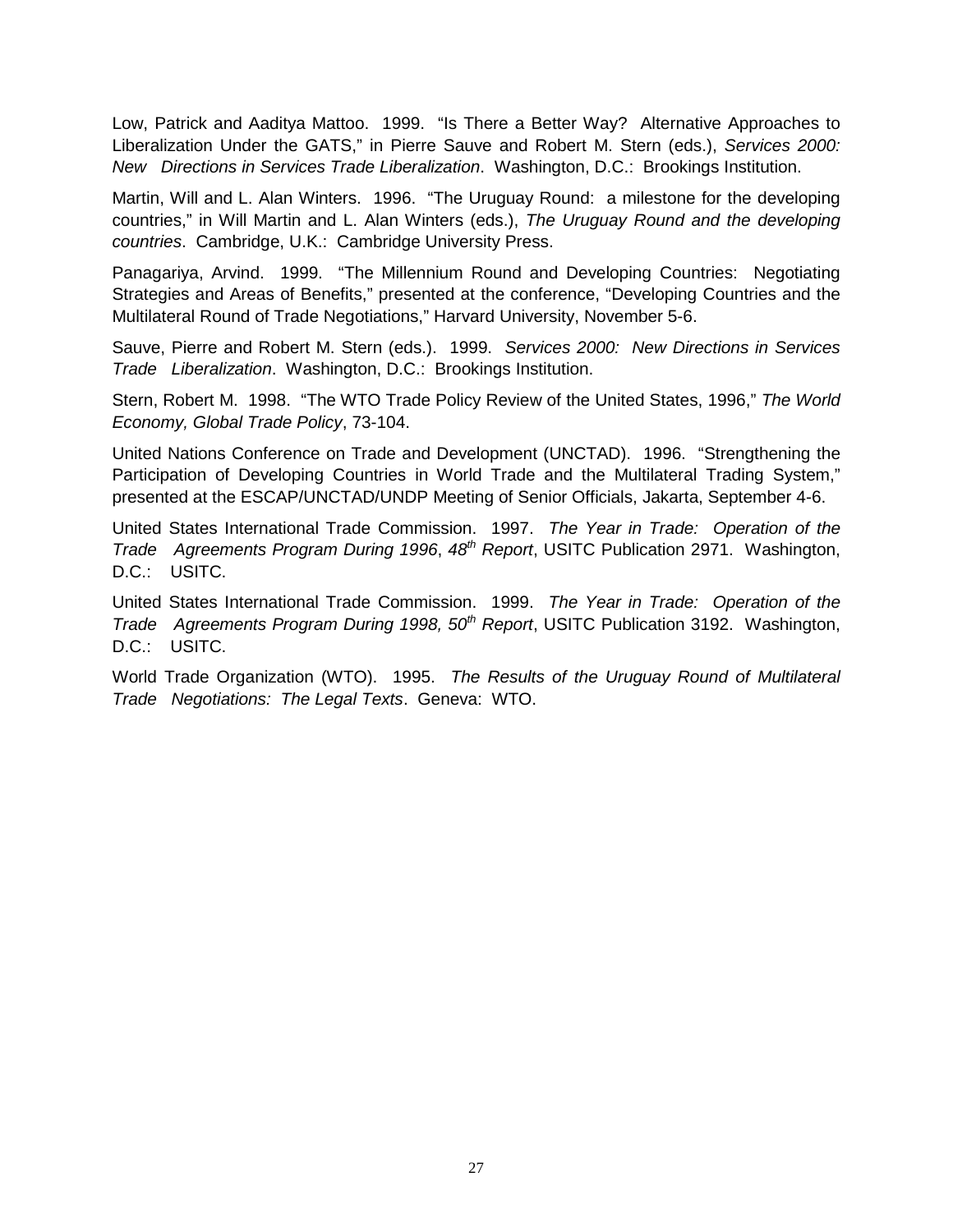Low, Patrick and Aaditya Mattoo. 1999. "Is There a Better Way? Alternative Approaches to Liberalization Under the GATS," in Pierre Sauve and Robert M. Stern (eds.), *Services 2000: New Directions in Services Trade Liberalization*. Washington, D.C.: Brookings Institution.

Martin, Will and L. Alan Winters. 1996. "The Uruguay Round: a milestone for the developing countries," in Will Martin and L. Alan Winters (eds.), *The Uruguay Round and the developing countries*. Cambridge, U.K.: Cambridge University Press.

Panagariya, Arvind. 1999. "The Millennium Round and Developing Countries: Negotiating Strategies and Areas of Benefits," presented at the conference, "Developing Countries and the Multilateral Round of Trade Negotiations," Harvard University, November 5-6.

Sauve, Pierre and Robert M. Stern (eds.). 1999. *Services 2000: New Directions in Services Trade Liberalization*. Washington, D.C.: Brookings Institution.

Stern, Robert M. 1998. "The WTO Trade Policy Review of the United States, 1996," *The World Economy, Global Trade Policy*, 73-104.

United Nations Conference on Trade and Development (UNCTAD). 1996. "Strengthening the Participation of Developing Countries in World Trade and the Multilateral Trading System," presented at the ESCAP/UNCTAD/UNDP Meeting of Senior Officials, Jakarta, September 4-6.

United States International Trade Commission. 1997. *The Year in Trade: Operation of the Trade Agreements Program During 1996*, *48th Report*, USITC Publication 2971. Washington, D.C.: USITC.

United States International Trade Commission. 1999. *The Year in Trade: Operation of the Trade Agreements Program During 1998, 50th Report*, USITC Publication 3192. Washington, D.C.: USITC.

World Trade Organization (WTO). 1995. *The Results of the Uruguay Round of Multilateral Trade Negotiations: The Legal Texts*. Geneva: WTO.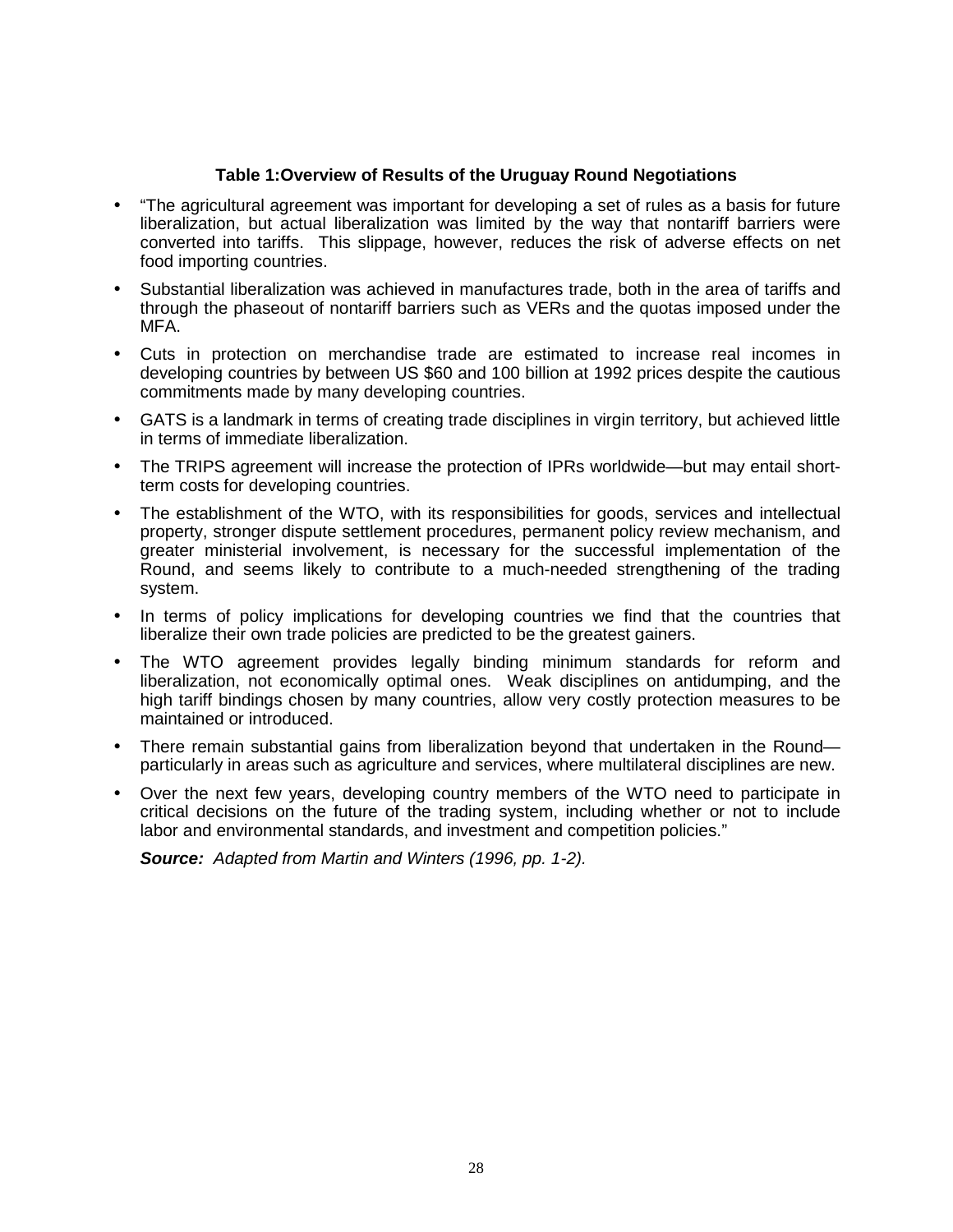**Table 1:Overview of Results of the Uruguay Round Negotiations**

- "The agricultural agreement was important for developing a set of rules as a basis for future liberalization, but actual liberalization was limited by the way that nontariff barriers were converted into tariffs. This slippage, however, reduces the risk of adverse effects on net food importing countries.
- Substantial liberalization was achieved in manufactures trade, both in the area of tariffs and through the phaseout of nontariff barriers such as VERs and the quotas imposed under the MFA.
- Cuts in protection on merchandise trade are estimated to increase real incomes in developing countries by between US $60 and 100 billion at 1992 prices despite the cautious commitments made by many developing countries.
- GATS is a landmark in terms of creating trade disciplines in virgin territory, but achieved little in terms of immediate liberalization.
- The TRIPS agreement will increase the protection of IPRs worldwide—but may entail short-term costs for developing countries.
- The establishment of the WTO, with its responsibilities for goods, services and intellectual property, stronger dispute settlement procedures, permanent policy review mechanism, and greater ministerial involvement, is necessary for the successful implementation of the Round, and seems likely to contribute to a much-needed strengthening of the trading system.
- In terms of policy implications for developing countries we find that the countries that liberalize their own trade policies are predicted to be the greatest gainers.
- The WTO agreement provides legally binding minimum standards for reform and liberalization, not economically optimal ones. Weak disciplines on antidumping, and the high tariff bindings chosen by many countries, allow very costly protection measures to be maintained or introduced.
- There remain substantial gains from liberalization beyond that undertaken in the Round—particularly in areas such as agriculture and services, where multilateral disciplines are new.
- Over the next few years, developing country members of the WTO need to participate in critical decisions on the future of the trading system, including whether or not to include labor and environmental standards, and investment and competition policies."

***Source:*** *Adapted from Martin and Winters (1996, pp. 1-2).*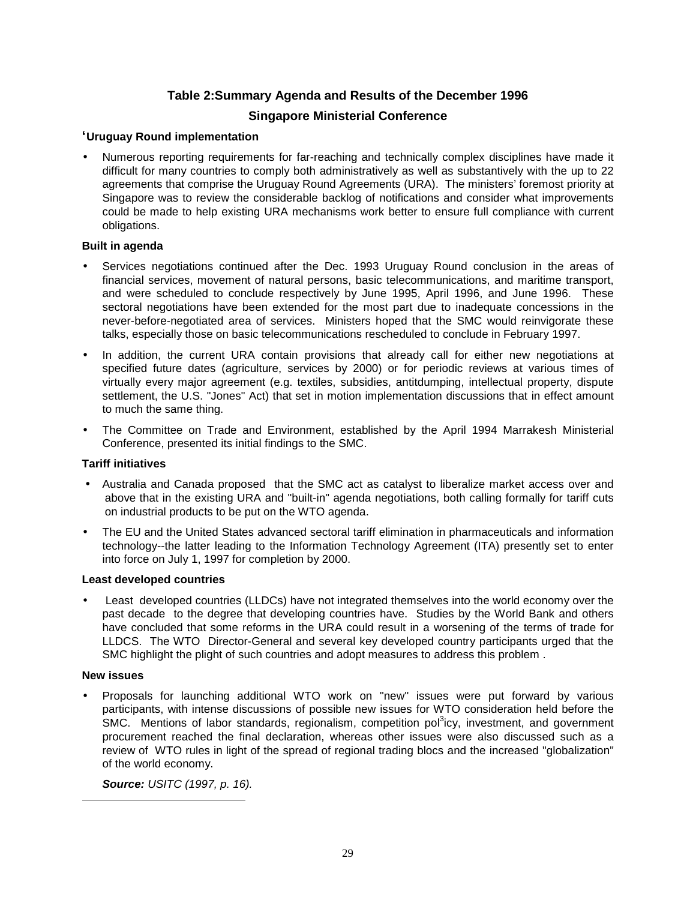## Table 2:Summary Agenda and Results of the December 1996 Singapore Ministerial Conference

**'Uruguay Round implementation**

- Numerous reporting requirements for far-reaching and technically complex disciplines have made it difficult for many countries to comply both administratively as well as substantively with the up to 22 agreements that comprise the Uruguay Round Agreements (URA). The ministers' foremost priority at Singapore was to review the considerable backlog of notifications and consider what improvements could be made to help existing URA mechanisms work better to ensure full compliance with current obligations.

**Built in agenda**

- Services negotiations continued after the Dec. 1993 Uruguay Round conclusion in the areas of financial services, movement of natural persons, basic telecommunications, and maritime transport, and were scheduled to conclude respectively by June 1995, April 1996, and June 1996. These sectoral negotiations have been extended for the most part due to inadequate concessions in the never-before-negotiated area of services. Ministers hoped that the SMC would reinvigorate these talks, especially those on basic telecommunications rescheduled to conclude in February 1997.
- In addition, the current URA contain provisions that already call for either new negotiations at specified future dates (agriculture, services by 2000) or for periodic reviews at various times of virtually every major agreement (e.g. textiles, subsidies, antitdumping, intellectual property, dispute settlement, the U.S. "Jones" Act) that set in motion implementation discussions that in effect amount to much the same thing.
- The Committee on Trade and Environment, established by the April 1994 Marrakesh Ministerial Conference, presented its initial findings to the SMC.

**Tariff initiatives**

- Australia and Canada proposed that the SMC act as catalyst to liberalize market access over and above that in the existing URA and "built-in" agenda negotiations, both calling formally for tariff cuts on industrial products to be put on the WTO agenda.
- The EU and the United States advanced sectoral tariff elimination in pharmaceuticals and information technology--the latter leading to the Information Technology Agreement (ITA) presently set to enter into force on July 1, 1997 for completion by 2000.

**Least developed countries**

- Least developed countries (LLDCs) have not integrated themselves into the world economy over the past decade to the degree that developing countries have. Studies by the World Bank and others have concluded that some reforms in the URA could result in a worsening of the terms of trade for LLDCS. The WTO Director-General and several key developed country participants urged that the SMC highlight the plight of such countries and adopt measures to address this problem .

**New issues**

- Proposals for launching additional WTO work on "new" issues were put forward by various participants, with intense discussions of possible new issues for WTO consideration held before the SMC. Mentions of labor standards, regionalism, competition pol[3]icy, investment, and government procurement reached the final declaration, whereas other issues were also discussed such as a review of WTO rules in light of the spread of regional trading blocs and the increased "globalization" of the world economy.

***Source:*** *USITC (1997, p. 16).*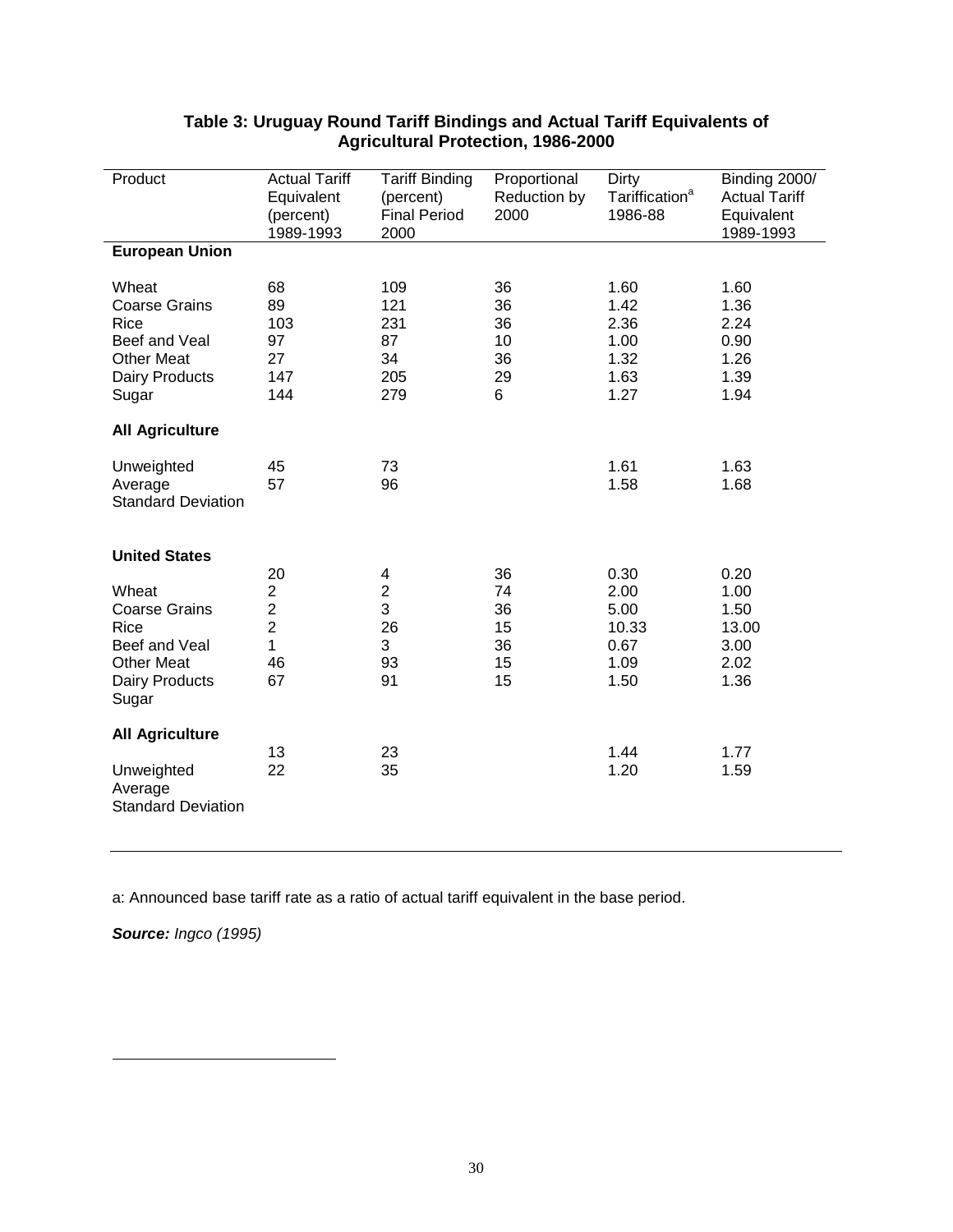**Table 3: Uruguay Round Tariff Bindings and Actual Tariff Equivalents of Agricultural Protection, 1986-2000**

| Product | Actual Tariff Equivalent (percent) 1989-1993 | Tariff Binding (percent) Final Period 2000 | Proportional Reduction by 2000 | Dirty Tariffication[a] 1986-88 | Binding 2000/ Actual Tariff Equivalent 1989-1993 |
|---|---|---|---|---|---|
| **European Union** | | | | | |
| Wheat | 68 | 109 | 36 | 1.60 | 1.60 |
| Coarse Grains | 89 | 121 | 36 | 1.42 | 1.36 |
| Rice | 103 | 231 | 36 | 2.36 | 2.24 |
| Beef and Veal | 97 | 87 | 10 | 1.00 | 0.90 |
| Other Meat | 27 | 34 | 36 | 1.32 | 1.26 |
| Dairy Products | 147 | 205 | 29 | 1.63 | 1.39 |
| Sugar | 144 | 279 | 6 | 1.27 | 1.94 |
| **All Agriculture** | | | | | |
| Unweighted | 45 | 73 | | 1.61 | 1.63 |
| Average | 57 | 96 | | 1.58 | 1.68 |
| Standard Deviation | | | | | |
| **United States** | | | | | |
| | 20 | 4 | 36 | 0.30 | 0.20 |
| Wheat | 2 | 2 | 74 | 2.00 | 1.00 |
| Coarse Grains | 2 | 3 | 36 | 5.00 | 1.50 |
| Rice | 2 | 26 | 15 | 10.33 | 13.00 |
| Beef and Veal | 1 | 3 | 36 | 0.67 | 3.00 |
| Other Meat | 46 | 93 | 15 | 1.09 | 2.02 |
| Dairy Products | 67 | 91 | 15 | 1.50 | 1.36 |
| Sugar | | | | | |
| **All Agriculture** | | | | | |
| | 13 | 23 | | 1.44 | 1.77 |
| Unweighted | 22 | 35 | | 1.20 | 1.59 |
| Average | | | | | |
| Standard Deviation | | | | | |

a: Announced base tariff rate as a ratio of actual tariff equivalent in the base period.

***Source:*** *Ingco (1995)*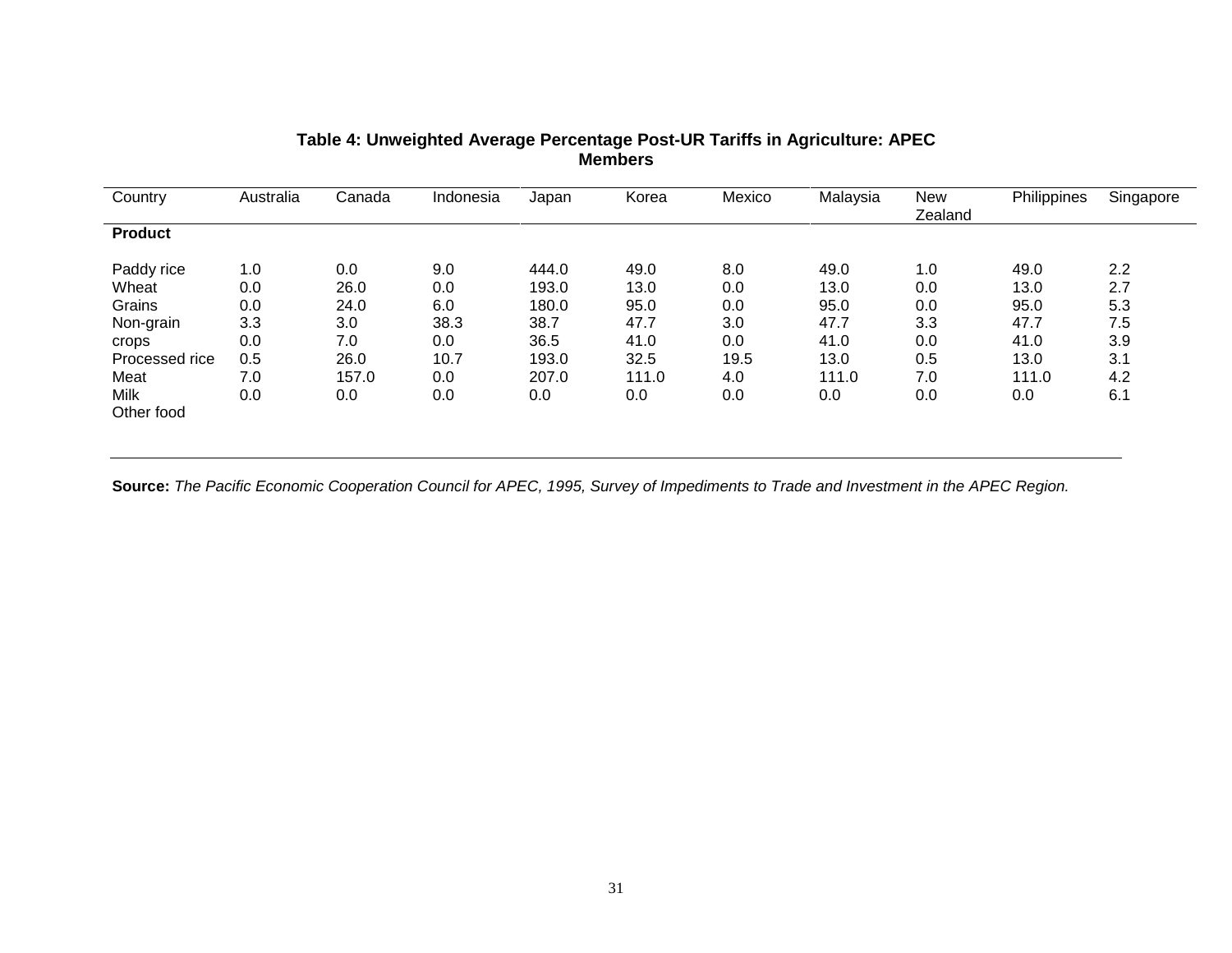**Table 4: Unweighted Average Percentage Post-UR Tariffs in Agriculture: APEC Members**

| Country | Australia | Canada | Indonesia | Japan | Korea | Mexico | Malaysia | New Zealand | Philippines | Singapore |
|---|---|---|---|---|---|---|---|---|---|---|
| **Product** | | | | | | | | | | |
| Paddy rice | 1.0 | 0.0 | 9.0 | 444.0 | 49.0 | 8.0 | 49.0 | 1.0 | 49.0 | 2.2 |
| Wheat | 0.0 | 26.0 | 0.0 | 193.0 | 13.0 | 0.0 | 13.0 | 0.0 | 13.0 | 2.7 |
| Grains | 0.0 | 24.0 | 6.0 | 180.0 | 95.0 | 0.0 | 95.0 | 0.0 | 95.0 | 5.3 |
| Non-grain | 3.3 | 3.0 | 38.3 | 38.7 | 47.7 | 3.0 | 47.7 | 3.3 | 47.7 | 7.5 |
| crops | 0.0 | 7.0 | 0.0 | 36.5 | 41.0 | 0.0 | 41.0 | 0.0 | 41.0 | 3.9 |
| Processed rice | 0.5 | 26.0 | 10.7 | 193.0 | 32.5 | 19.5 | 13.0 | 0.5 | 13.0 | 3.1 |
| Meat | 7.0 | 157.0 | 0.0 | 207.0 | 111.0 | 4.0 | 111.0 | 7.0 | 111.0 | 4.2 |
| Milk | 0.0 | 0.0 | 0.0 | 0.0 | 0.0 | 0.0 | 0.0 | 0.0 | 0.0 | 6.1 |
| Other food | | | | | | | | | | |

**Source:** *The Pacific Economic Cooperation Council for APEC, 1995, Survey of Impediments to Trade and Investment in the APEC Region.*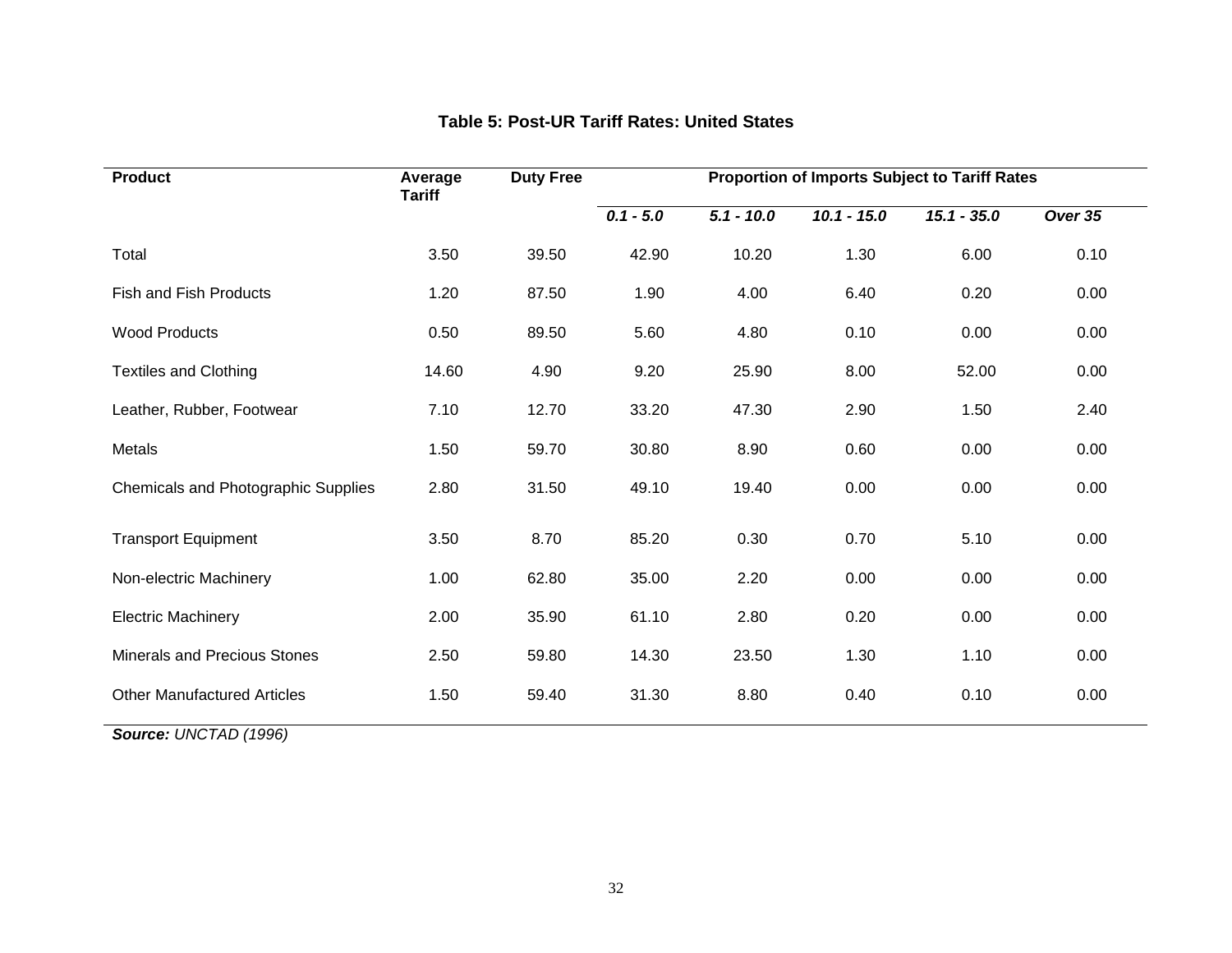**Table 5: Post-UR Tariff Rates: United States**

| Product | Average Tariff | Duty Free | Proportion of Imports Subject to Tariff Rates | | | | |
|---|---|---|---|---|---|---|---|
| | | | *0.1 - 5.0* | *5.1 - 10.0* | *10.1 - 15.0* | *15.1 - 35.0* | *Over 35* |
| Total | 3.50 | 39.50 | 42.90 | 10.20 | 1.30 | 6.00 | 0.10 |
| Fish and Fish Products | 1.20 | 87.50 | 1.90 | 4.00 | 6.40 | 0.20 | 0.00 |
| Wood Products | 0.50 | 89.50 | 5.60 | 4.80 | 0.10 | 0.00 | 0.00 |
| Textiles and Clothing | 14.60 | 4.90 | 9.20 | 25.90 | 8.00 | 52.00 | 0.00 |
| Leather, Rubber, Footwear | 7.10 | 12.70 | 33.20 | 47.30 | 2.90 | 1.50 | 2.40 |
| Metals | 1.50 | 59.70 | 30.80 | 8.90 | 0.60 | 0.00 | 0.00 |
| Chemicals and Photographic Supplies | 2.80 | 31.50 | 49.10 | 19.40 | 0.00 | 0.00 | 0.00 |
| Transport Equipment | 3.50 | 8.70 | 85.20 | 0.30 | 0.70 | 5.10 | 0.00 |
| Non-electric Machinery | 1.00 | 62.80 | 35.00 | 2.20 | 0.00 | 0.00 | 0.00 |
| Electric Machinery | 2.00 | 35.90 | 61.10 | 2.80 | 0.20 | 0.00 | 0.00 |
| Minerals and Precious Stones | 2.50 | 59.80 | 14.30 | 23.50 | 1.30 | 1.10 | 0.00 |
| Other Manufactured Articles | 1.50 | 59.40 | 31.30 | 8.80 | 0.40 | 0.10 | 0.00 |

***Source:*** *UNCTAD (1996)*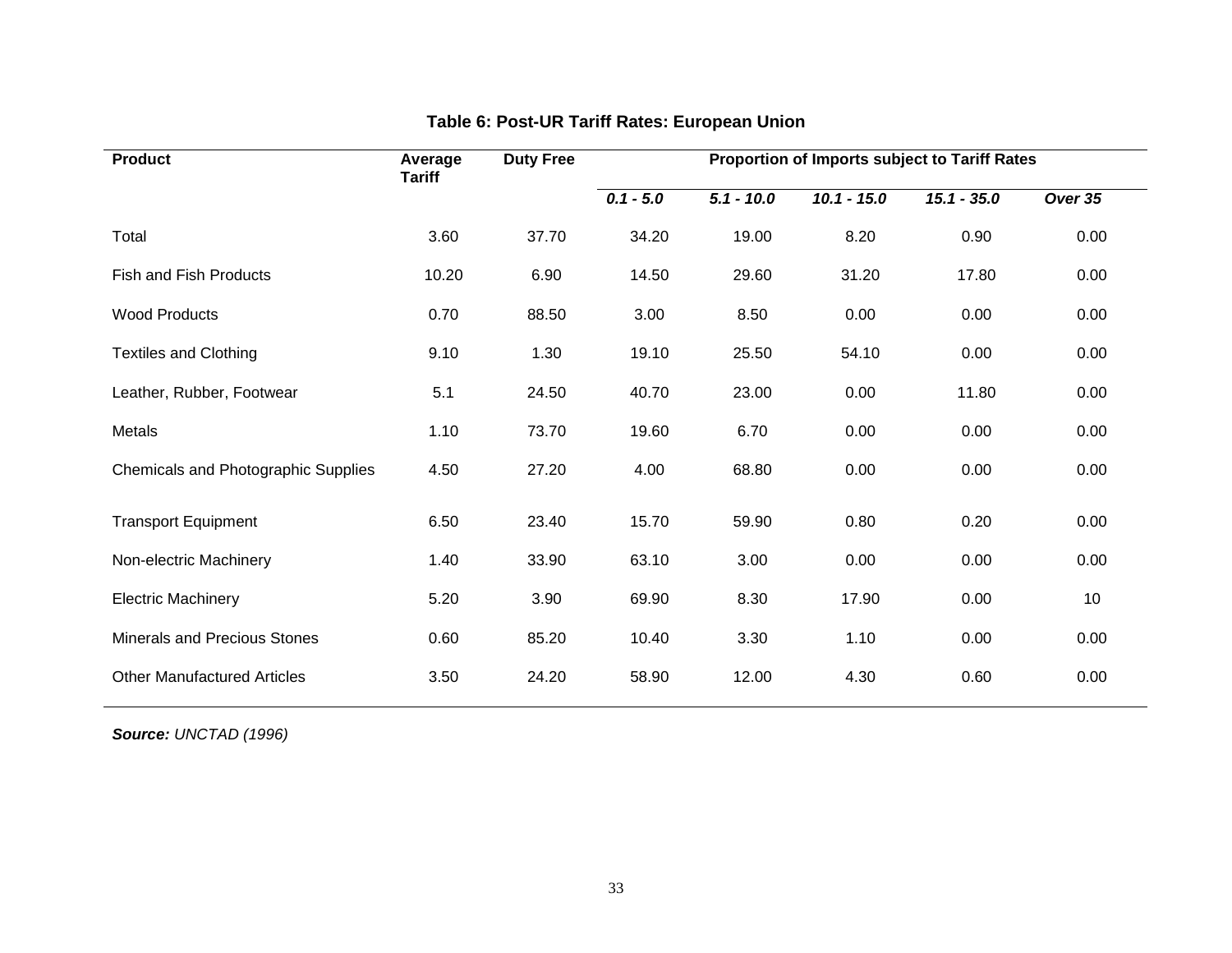**Table 6: Post-UR Tariff Rates: European Union**

| Product | Average Tariff | Duty Free | Proportion of Imports subject to Tariff Rates | | | | |
|---|---|---|---|---|---|---|---|
| | | | *0.1 - 5.0* | *5.1 - 10.0* | *10.1 - 15.0* | *15.1 - 35.0* | *Over 35* |
| Total | 3.60 | 37.70 | 34.20 | 19.00 | 8.20 | 0.90 | 0.00 |
| Fish and Fish Products | 10.20 | 6.90 | 14.50 | 29.60 | 31.20 | 17.80 | 0.00 |
| Wood Products | 0.70 | 88.50 | 3.00 | 8.50 | 0.00 | 0.00 | 0.00 |
| Textiles and Clothing | 9.10 | 1.30 | 19.10 | 25.50 | 54.10 | 0.00 | 0.00 |
| Leather, Rubber, Footwear | 5.1 | 24.50 | 40.70 | 23.00 | 0.00 | 11.80 | 0.00 |
| Metals | 1.10 | 73.70 | 19.60 | 6.70 | 0.00 | 0.00 | 0.00 |
| Chemicals and Photographic Supplies | 4.50 | 27.20 | 4.00 | 68.80 | 0.00 | 0.00 | 0.00 |
| Transport Equipment | 6.50 | 23.40 | 15.70 | 59.90 | 0.80 | 0.20 | 0.00 |
| Non-electric Machinery | 1.40 | 33.90 | 63.10 | 3.00 | 0.00 | 0.00 | 0.00 |
| Electric Machinery | 5.20 | 3.90 | 69.90 | 8.30 | 17.90 | 0.00 | 10 |
| Minerals and Precious Stones | 0.60 | 85.20 | 10.40 | 3.30 | 1.10 | 0.00 | 0.00 |
| Other Manufactured Articles | 3.50 | 24.20 | 58.90 | 12.00 | 4.30 | 0.60 | 0.00 |

***Source:*** *UNCTAD (1996)*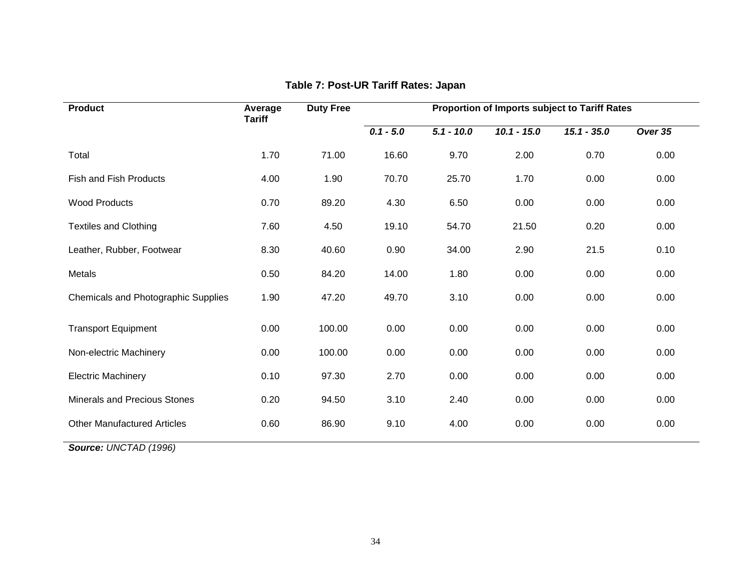**Table 7: Post-UR Tariff Rates: Japan**

| Product | Average Tariff | Duty Free | Proportion of Imports subject to Tariff Rates | | | | |
|---|---|---|---|---|---|---|---|
| | | | *0.1 - 5.0* | *5.1 - 10.0* | *10.1 - 15.0* | *15.1 - 35.0* | *Over 35* |
| Total | 1.70 | 71.00 | 16.60 | 9.70 | 2.00 | 0.70 | 0.00 |
| Fish and Fish Products | 4.00 | 1.90 | 70.70 | 25.70 | 1.70 | 0.00 | 0.00 |
| Wood Products | 0.70 | 89.20 | 4.30 | 6.50 | 0.00 | 0.00 | 0.00 |
| Textiles and Clothing | 7.60 | 4.50 | 19.10 | 54.70 | 21.50 | 0.20 | 0.00 |
| Leather, Rubber, Footwear | 8.30 | 40.60 | 0.90 | 34.00 | 2.90 | 21.5 | 0.10 |
| Metals | 0.50 | 84.20 | 14.00 | 1.80 | 0.00 | 0.00 | 0.00 |
| Chemicals and Photographic Supplies | 1.90 | 47.20 | 49.70 | 3.10 | 0.00 | 0.00 | 0.00 |
| Transport Equipment | 0.00 | 100.00 | 0.00 | 0.00 | 0.00 | 0.00 | 0.00 |
| Non-electric Machinery | 0.00 | 100.00 | 0.00 | 0.00 | 0.00 | 0.00 | 0.00 |
| Electric Machinery | 0.10 | 97.30 | 2.70 | 0.00 | 0.00 | 0.00 | 0.00 |
| Minerals and Precious Stones | 0.20 | 94.50 | 3.10 | 2.40 | 0.00 | 0.00 | 0.00 |
| Other Manufactured Articles | 0.60 | 86.90 | 9.10 | 4.00 | 0.00 | 0.00 | 0.00 |

***Source:*** *UNCTAD (1996)*